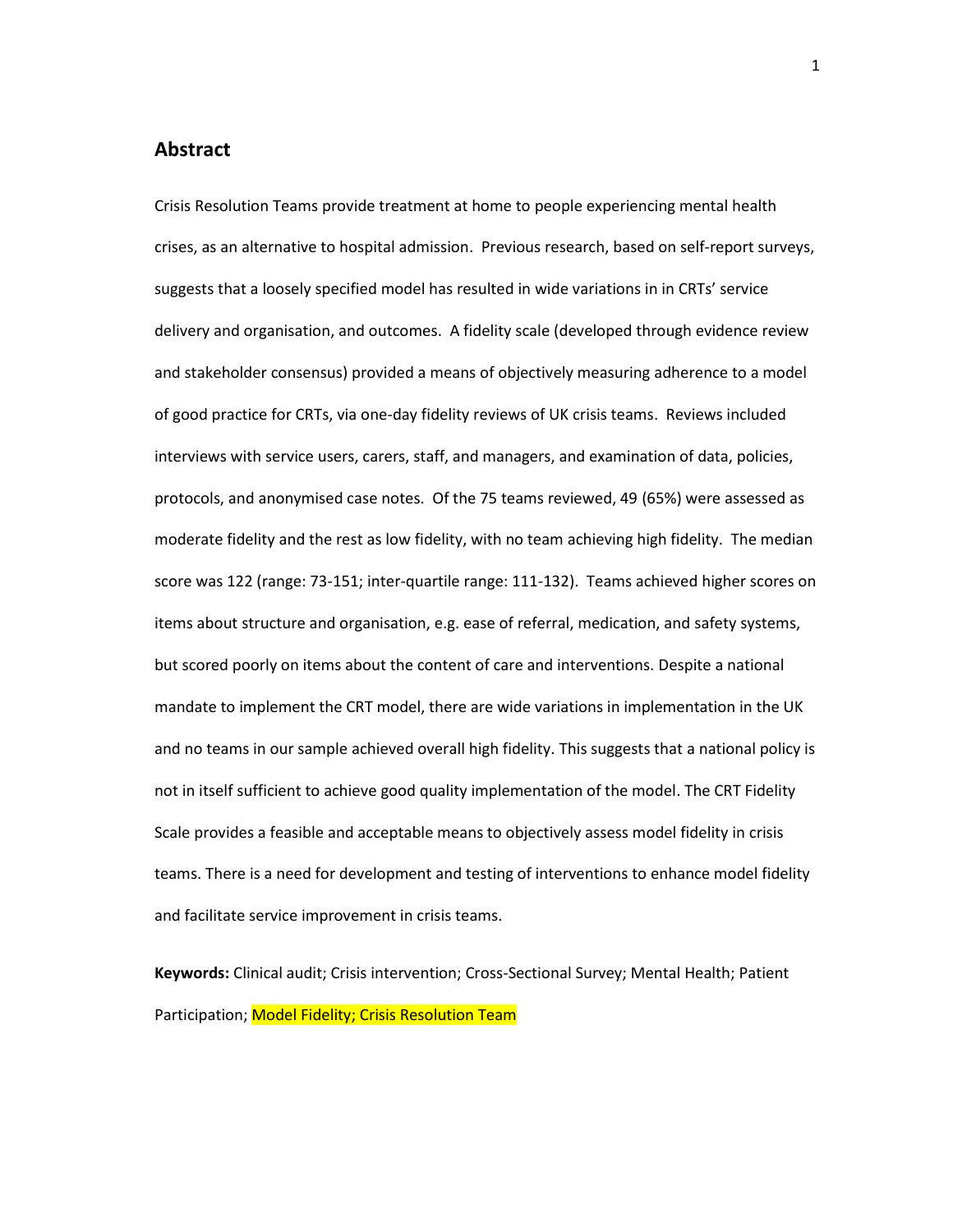## Abstract

Crisis Resolution Teams provide treatment at home to people experiencing mental health crises, as an alternative to hospital admission. Previous research, based on self-report surveys, suggests that a loosely specified model has resulted in wide variations in in CRTs' service delivery and organisation, and outcomes. A fidelity scale (developed through evidence review and stakeholder consensus) provided a means of objectively measuring adherence to a model of good practice for CRTs, via one-day fidelity reviews of UK crisis teams. Reviews included interviews with service users, carers, staff, and managers, and examination of data, policies, protocols, and anonymised case notes. Of the 75 teams reviewed, 49 (65%) were assessed as moderate fidelity and the rest as low fidelity, with no team achieving high fidelity. The median score was 122 (range: 73-151; inter-quartile range: 111-132). Teams achieved higher scores on items about structure and organisation, e.g. ease of referral, medication, and safety systems, but scored poorly on items about the content of care and interventions. Despite a national mandate to implement the CRT model, there are wide variations in implementation in the UK and no teams in our sample achieved overall high fidelity. This suggests that a national policy is not in itself sufficient to achieve good quality implementation of the model. The CRT Fidelity Scale provides a feasible and acceptable means to objectively assess model fidelity in crisis teams. There is a need for development and testing of interventions to enhance model fidelity and facilitate service improvement in crisis teams.

**Keywords:** Clinical audit; Crisis intervention; Cross-Sectional Survey; Mental Health; Patient Participation; Model Fidelity; Crisis Resolution Team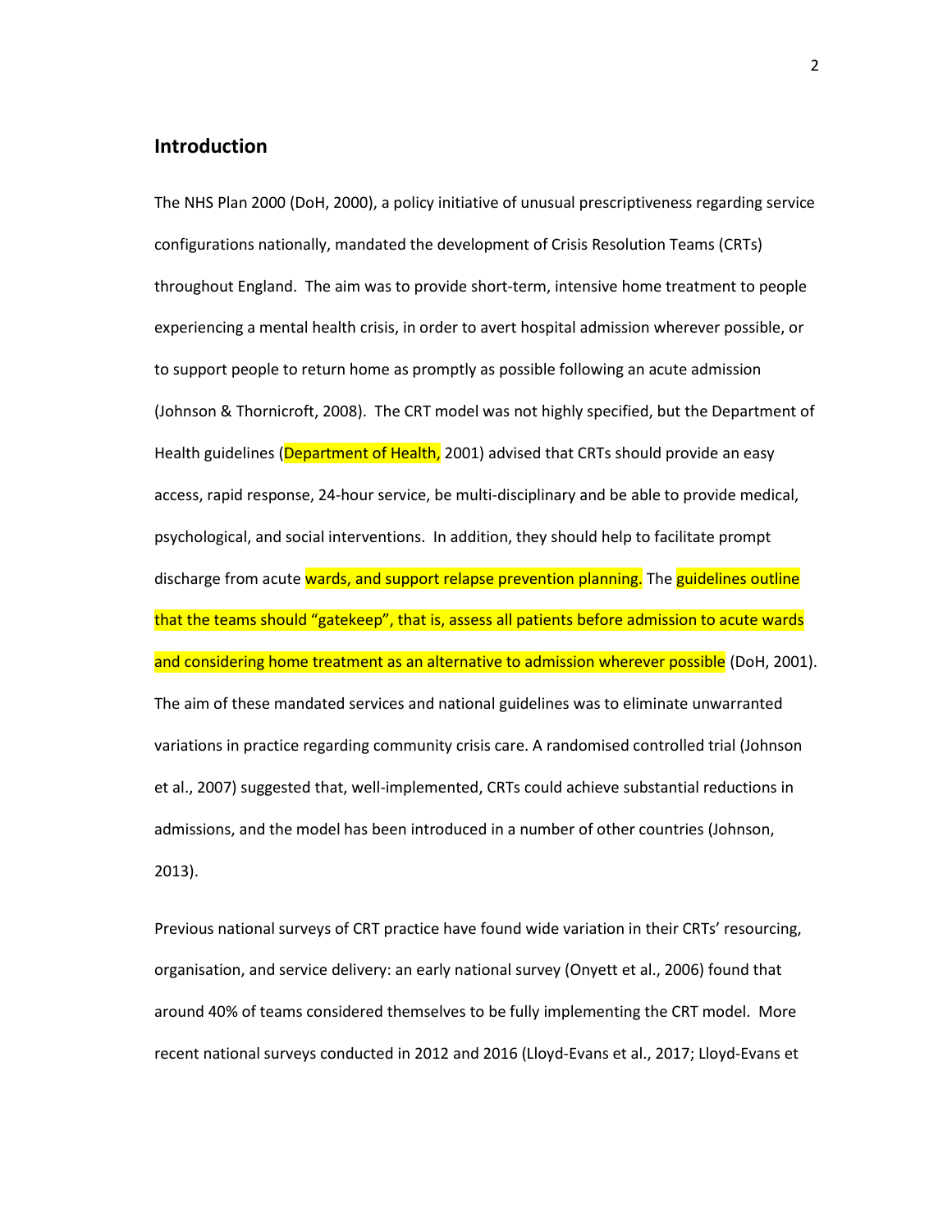## Introduction

The NHS Plan 2000 (DoH, 2000), a policy initiative of unusual prescriptiveness regarding service configurations nationally, mandated the development of Crisis Resolution Teams (CRTs) throughout England. The aim was to provide short-term, intensive home treatment to people experiencing a mental health crisis, in order to avert hospital admission wherever possible, or to support people to return home as promptly as possible following an acute admission (Johnson & Thornicroft, 2008). The CRT model was not highly specified, but the Department of Health guidelines (Department of Health, 2001) advised that CRTs should provide an easy access, rapid response, 24-hour service, be multi-disciplinary and be able to provide medical, psychological, and social interventions. In addition, they should help to facilitate prompt discharge from acute wards, and support relapse prevention planning. The guidelines outline that the teams should "gatekeep", that is, assess all patients before admission to acute wards and considering home treatment as an alternative to admission wherever possible (DoH, 2001). The aim of these mandated services and national guidelines was to eliminate unwarranted variations in practice regarding community crisis care. A randomised controlled trial (Johnson et al., 2007) suggested that, well-implemented, CRTs could achieve substantial reductions in admissions, and the model has been introduced in a number of other countries (Johnson, 2013).

Previous national surveys of CRT practice have found wide variation in their CRTs' resourcing, organisation, and service delivery: an early national survey (Onyett et al., 2006) found that around 40% of teams considered themselves to be fully implementing the CRT model. More recent national surveys conducted in 2012 and 2016 (Lloyd-Evans et al., 2017; Lloyd-Evans et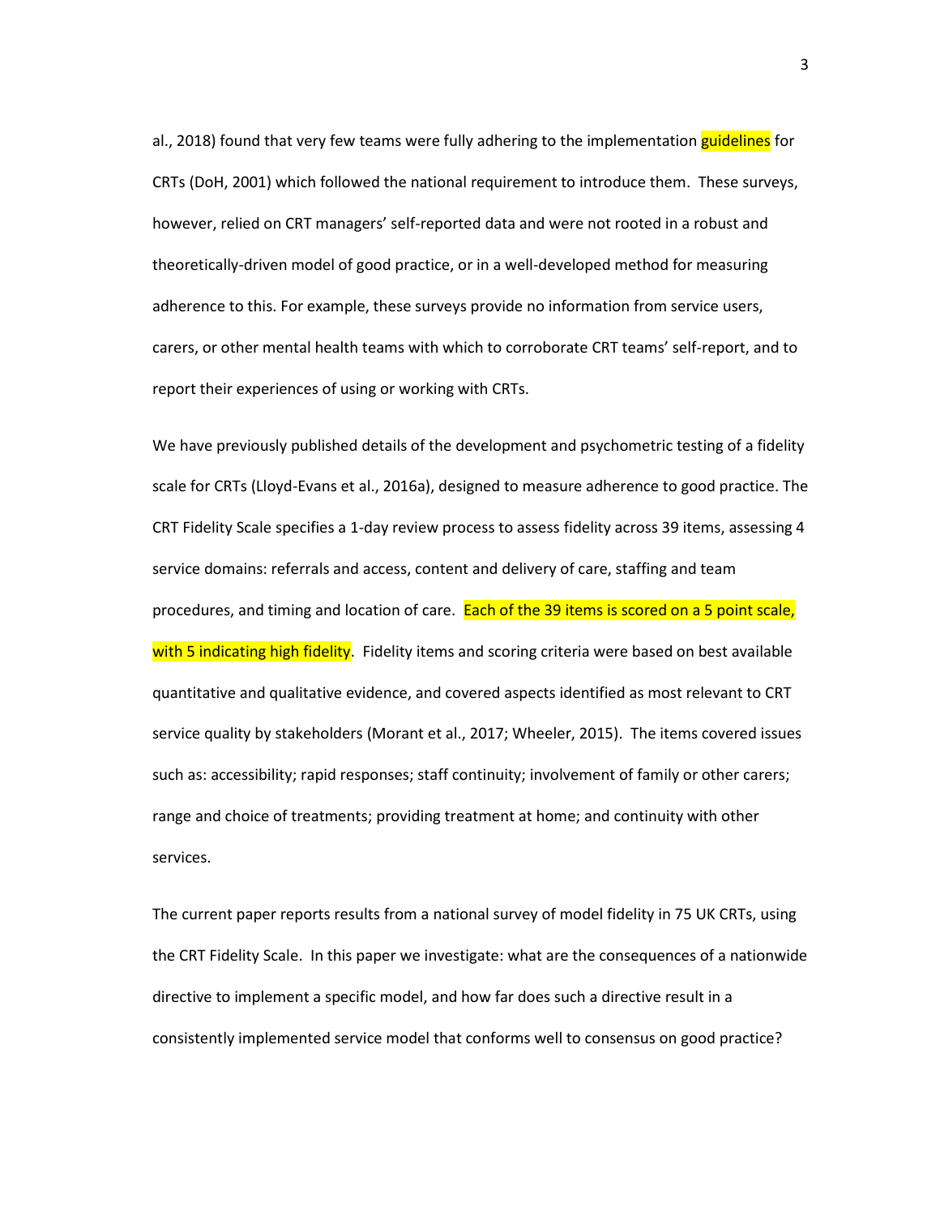al., 2018) found that very few teams were fully adhering to the implementation guidelines for CRTs (DoH, 2001) which followed the national requirement to introduce them. These surveys, however, relied on CRT managers' self-reported data and were not rooted in a robust and theoretically-driven model of good practice, or in a well-developed method for measuring adherence to this. For example, these surveys provide no information from service users, carers, or other mental health teams with which to corroborate CRT teams' self-report, and to report their experiences of using or working with CRTs.

We have previously published details of the development and psychometric testing of a fidelity scale for CRTs (Lloyd-Evans et al., 2016a), designed to measure adherence to good practice. The CRT Fidelity Scale specifies a 1-day review process to assess fidelity across 39 items, assessing 4 service domains: referrals and access, content and delivery of care, staffing and team procedures, and timing and location of care. Each of the 39 items is scored on a 5 point scale, with 5 indicating high fidelity. Fidelity items and scoring criteria were based on best available quantitative and qualitative evidence, and covered aspects identified as most relevant to CRT service quality by stakeholders (Morant et al., 2017; Wheeler, 2015). The items covered issues such as: accessibility; rapid responses; staff continuity; involvement of family or other carers; range and choice of treatments; providing treatment at home; and continuity with other services.

The current paper reports results from a national survey of model fidelity in 75 UK CRTs, using the CRT Fidelity Scale. In this paper we investigate: what are the consequences of a nationwide directive to implement a specific model, and how far does such a directive result in a consistently implemented service model that conforms well to consensus on good practice?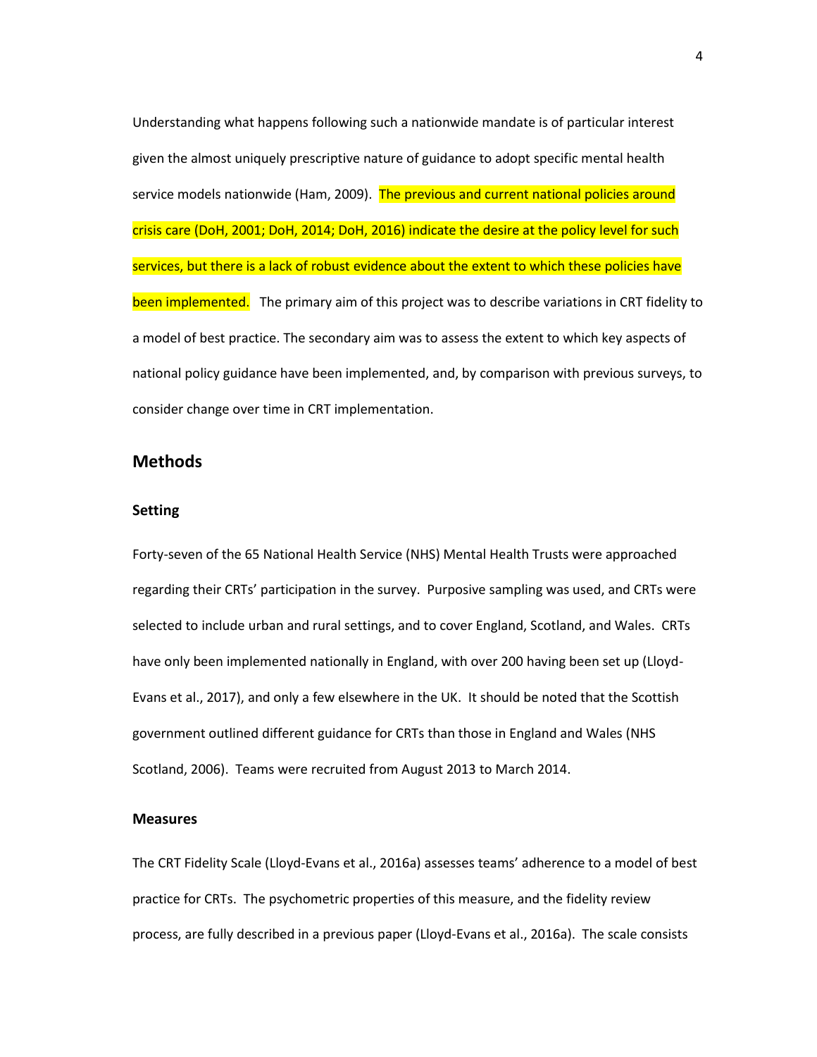Understanding what happens following such a nationwide mandate is of particular interest given the almost uniquely prescriptive nature of guidance to adopt specific mental health service models nationwide (Ham, 2009). The previous and current national policies around crisis care (DoH, 2001; DoH, 2014; DoH, 2016) indicate the desire at the policy level for such services, but there is a lack of robust evidence about the extent to which these policies have been implemented. The primary aim of this project was to describe variations in CRT fidelity to a model of best practice. The secondary aim was to assess the extent to which key aspects of national policy guidance have been implemented, and, by comparison with previous surveys, to consider change over time in CRT implementation.

## Methods

### Setting

Forty-seven of the 65 National Health Service (NHS) Mental Health Trusts were approached regarding their CRTs' participation in the survey. Purposive sampling was used, and CRTs were selected to include urban and rural settings, and to cover England, Scotland, and Wales. CRTs have only been implemented nationally in England, with over 200 having been set up (Lloyd-Evans et al., 2017), and only a few elsewhere in the UK. It should be noted that the Scottish government outlined different guidance for CRTs than those in England and Wales (NHS Scotland, 2006). Teams were recruited from August 2013 to March 2014.

### Measures

The CRT Fidelity Scale (Lloyd-Evans et al., 2016a) assesses teams' adherence to a model of best practice for CRTs. The psychometric properties of this measure, and the fidelity review process, are fully described in a previous paper (Lloyd-Evans et al., 2016a). The scale consists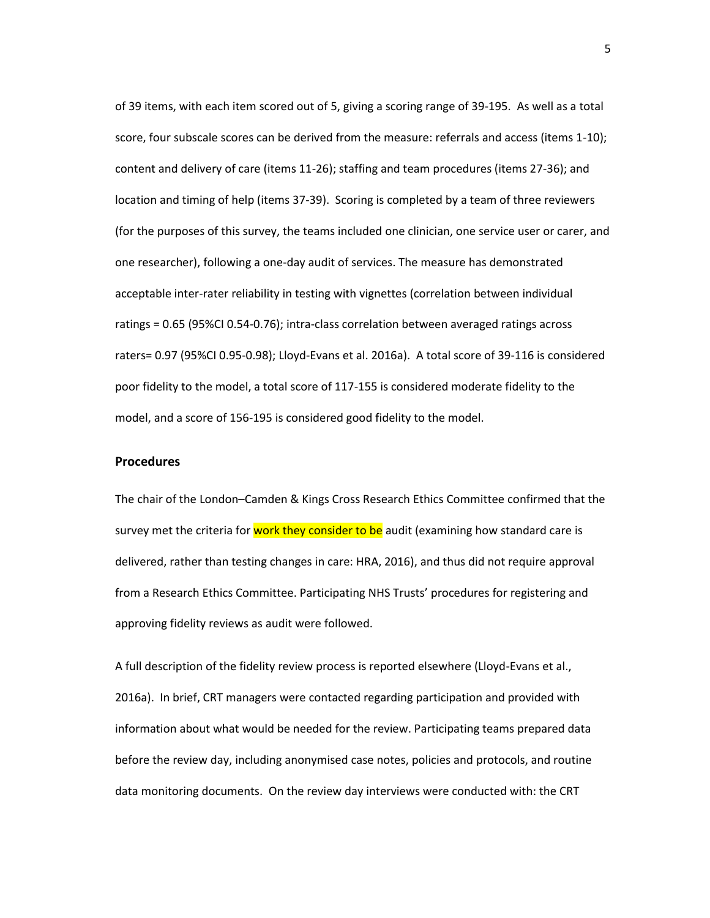of 39 items, with each item scored out of 5, giving a scoring range of 39-195. As well as a total score, four subscale scores can be derived from the measure: referrals and access (items 1-10); content and delivery of care (items 11-26); staffing and team procedures (items 27-36); and location and timing of help (items 37-39). Scoring is completed by a team of three reviewers (for the purposes of this survey, the teams included one clinician, one service user or carer, and one researcher), following a one-day audit of services. The measure has demonstrated acceptable inter-rater reliability in testing with vignettes (correlation between individual ratings = 0.65 (95%CI 0.54-0.76); intra-class correlation between averaged ratings across raters= 0.97 (95%CI 0.95-0.98); Lloyd-Evans et al. 2016a). A total score of 39-116 is considered poor fidelity to the model, a total score of 117-155 is considered moderate fidelity to the model, and a score of 156-195 is considered good fidelity to the model.

## Procedures

The chair of the London–Camden & Kings Cross Research Ethics Committee confirmed that the survey met the criteria for work they consider to be audit (examining how standard care is delivered, rather than testing changes in care: HRA, 2016), and thus did not require approval from a Research Ethics Committee. Participating NHS Trusts' procedures for registering and approving fidelity reviews as audit were followed.

A full description of the fidelity review process is reported elsewhere (Lloyd-Evans et al., 2016a). In brief, CRT managers were contacted regarding participation and provided with information about what would be needed for the review. Participating teams prepared data before the review day, including anonymised case notes, policies and protocols, and routine data monitoring documents. On the review day interviews were conducted with: the CRT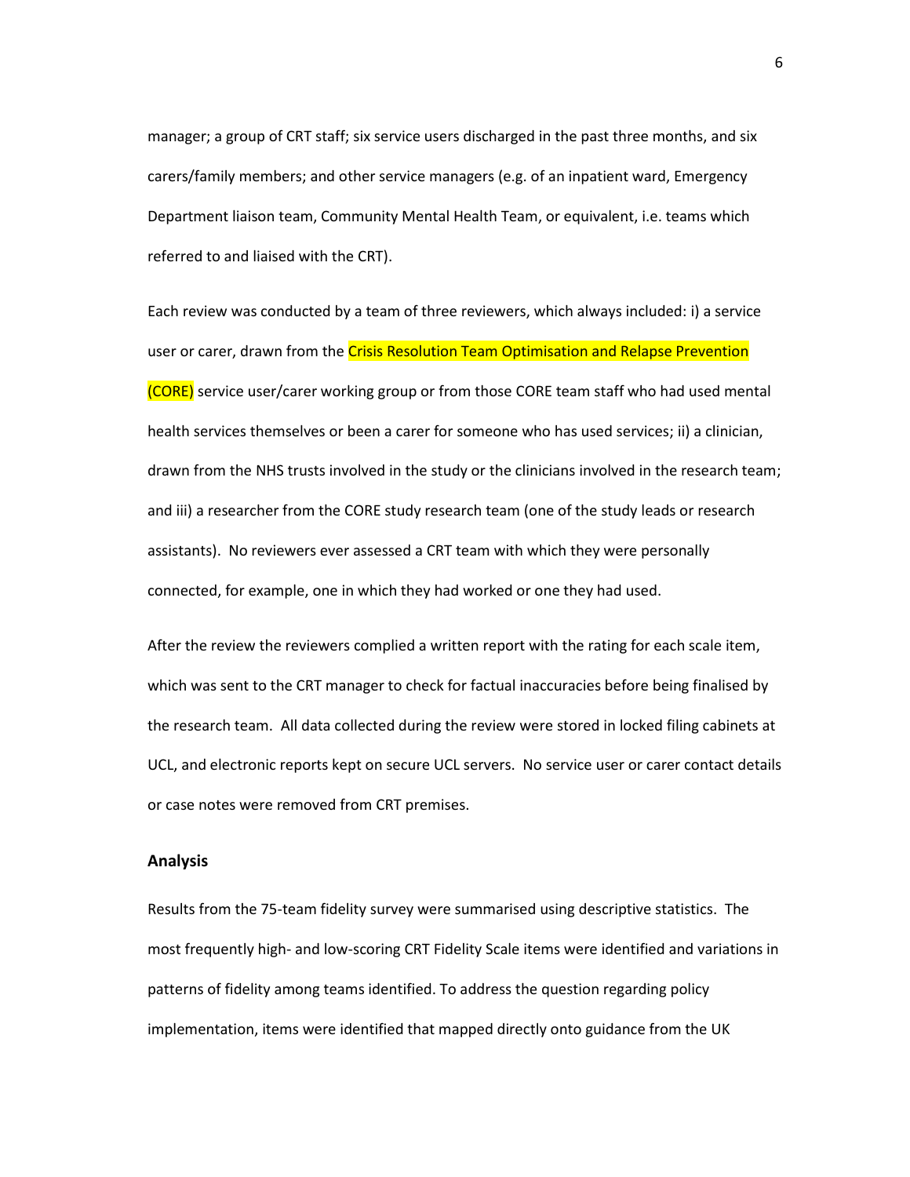manager; a group of CRT staff; six service users discharged in the past three months, and six carers/family members; and other service managers (e.g. of an inpatient ward, Emergency Department liaison team, Community Mental Health Team, or equivalent, i.e. teams which referred to and liaised with the CRT).

Each review was conducted by a team of three reviewers, which always included: i) a service user or carer, drawn from the Crisis Resolution Team Optimisation and Relapse Prevention (CORE) service user/carer working group or from those CORE team staff who had used mental health services themselves or been a carer for someone who has used services; ii) a clinician, drawn from the NHS trusts involved in the study or the clinicians involved in the research team; and iii) a researcher from the CORE study research team (one of the study leads or research assistants). No reviewers ever assessed a CRT team with which they were personally connected, for example, one in which they had worked or one they had used.

After the review the reviewers complied a written report with the rating for each scale item, which was sent to the CRT manager to check for factual inaccuracies before being finalised by the research team. All data collected during the review were stored in locked filing cabinets at UCL, and electronic reports kept on secure UCL servers. No service user or carer contact details or case notes were removed from CRT premises.

### Analysis

Results from the 75-team fidelity survey were summarised using descriptive statistics. The most frequently high- and low-scoring CRT Fidelity Scale items were identified and variations in patterns of fidelity among teams identified. To address the question regarding policy implementation, items were identified that mapped directly onto guidance from the UK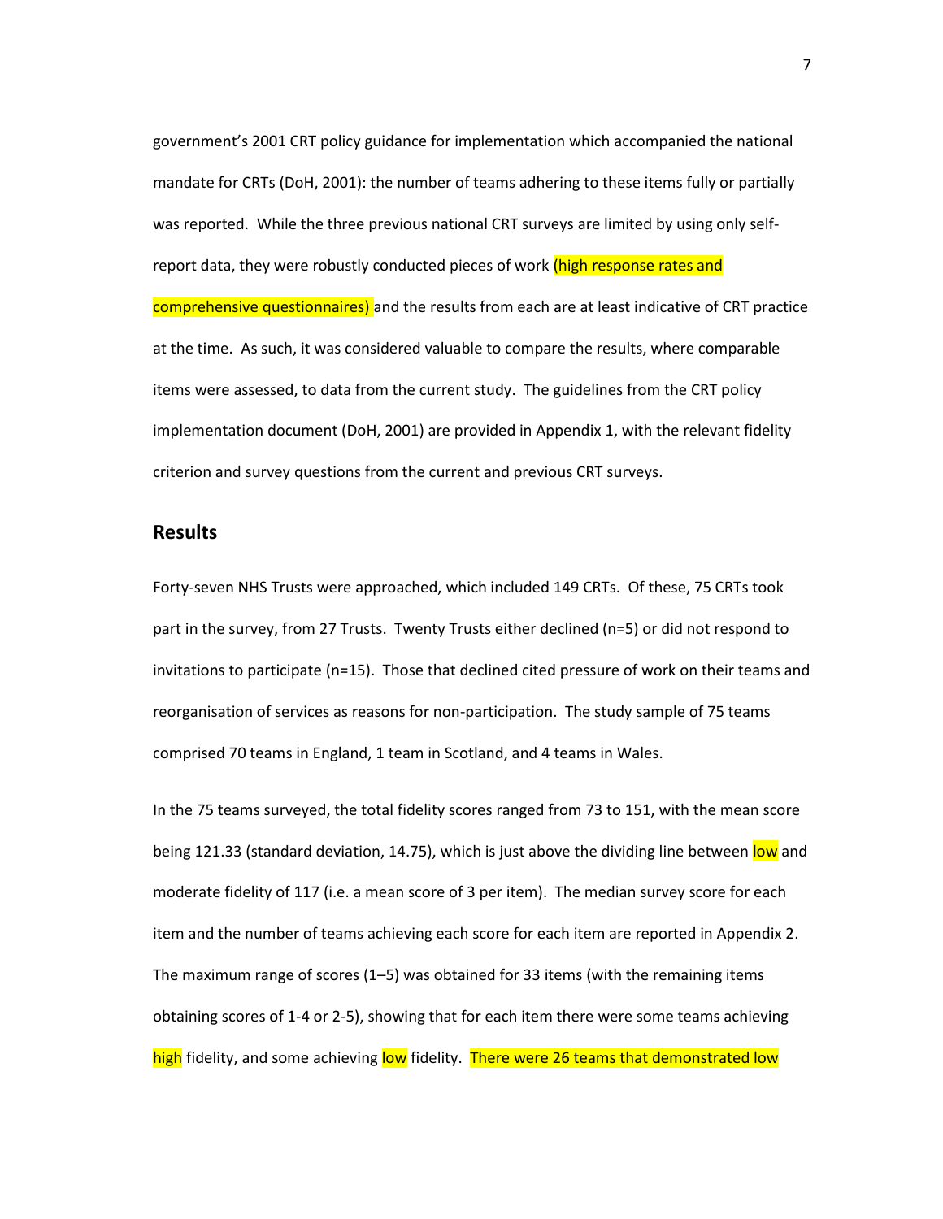government's 2001 CRT policy guidance for implementation which accompanied the national mandate for CRTs (DoH, 2001): the number of teams adhering to these items fully or partially was reported. While the three previous national CRT surveys are limited by using only self-report data, they were robustly conducted pieces of work (high response rates and comprehensive questionnaires) and the results from each are at least indicative of CRT practice at the time. As such, it was considered valuable to compare the results, where comparable items were assessed, to data from the current study. The guidelines from the CRT policy implementation document (DoH, 2001) are provided in Appendix 1, with the relevant fidelity criterion and survey questions from the current and previous CRT surveys.

## Results

Forty-seven NHS Trusts were approached, which included 149 CRTs. Of these, 75 CRTs took part in the survey, from 27 Trusts. Twenty Trusts either declined (n=5) or did not respond to invitations to participate (n=15). Those that declined cited pressure of work on their teams and reorganisation of services as reasons for non-participation. The study sample of 75 teams comprised 70 teams in England, 1 team in Scotland, and 4 teams in Wales.

In the 75 teams surveyed, the total fidelity scores ranged from 73 to 151, with the mean score being 121.33 (standard deviation, 14.75), which is just above the dividing line between low and moderate fidelity of 117 (i.e. a mean score of 3 per item). The median survey score for each item and the number of teams achieving each score for each item are reported in Appendix 2. The maximum range of scores (1–5) was obtained for 33 items (with the remaining items obtaining scores of 1-4 or 2-5), showing that for each item there were some teams achieving high fidelity, and some achieving low fidelity. There were 26 teams that demonstrated low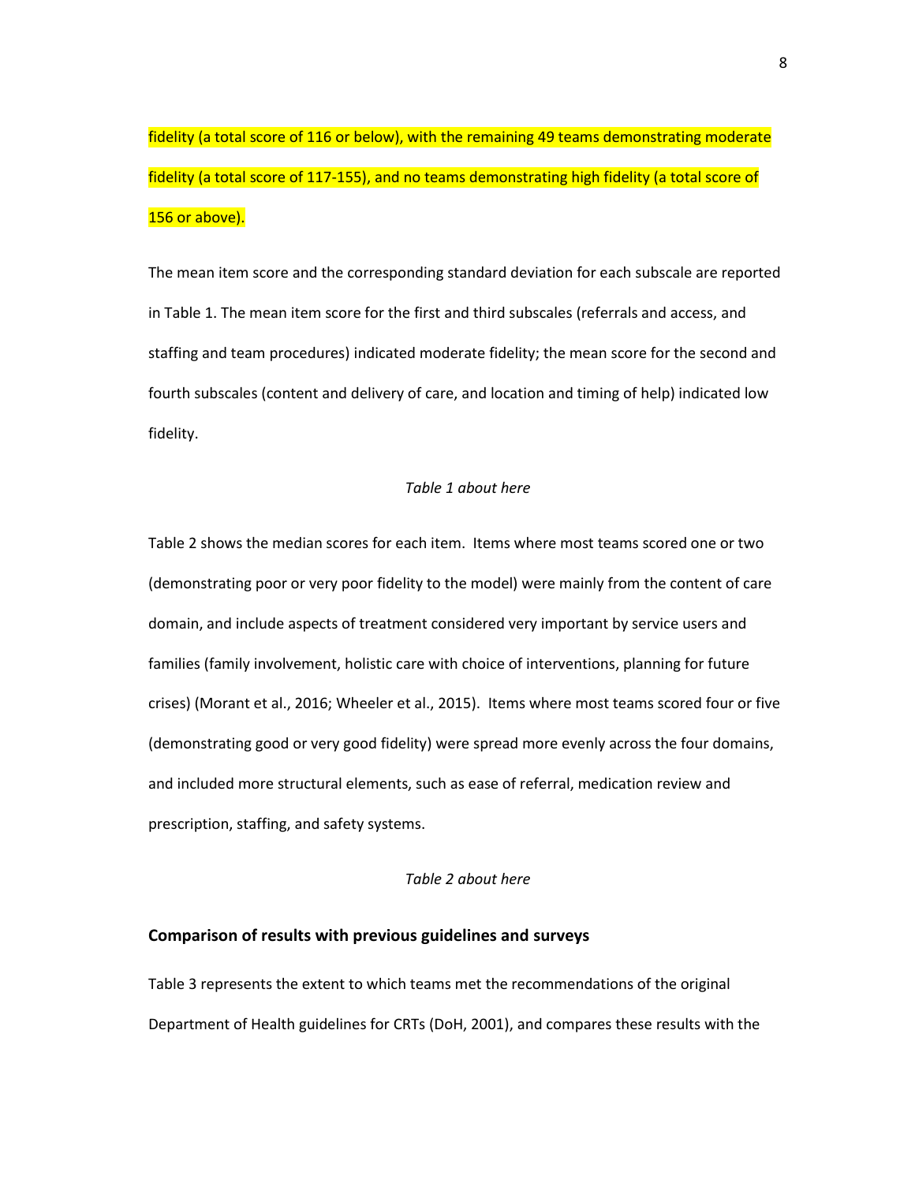fidelity (a total score of 116 or below), with the remaining 49 teams demonstrating moderate fidelity (a total score of 117-155), and no teams demonstrating high fidelity (a total score of 156 or above).

The mean item score and the corresponding standard deviation for each subscale are reported in Table 1. The mean item score for the first and third subscales (referrals and access, and staffing and team procedures) indicated moderate fidelity; the mean score for the second and fourth subscales (content and delivery of care, and location and timing of help) indicated low fidelity.

*Table 1 about here*

Table 2 shows the median scores for each item. Items where most teams scored one or two (demonstrating poor or very poor fidelity to the model) were mainly from the content of care domain, and include aspects of treatment considered very important by service users and families (family involvement, holistic care with choice of interventions, planning for future crises) (Morant et al., 2016; Wheeler et al., 2015). Items where most teams scored four or five (demonstrating good or very good fidelity) were spread more evenly across the four domains, and included more structural elements, such as ease of referral, medication review and prescription, staffing, and safety systems.

*Table 2 about here*

**Comparison of results with previous guidelines and surveys**

Table 3 represents the extent to which teams met the recommendations of the original Department of Health guidelines for CRTs (DoH, 2001), and compares these results with the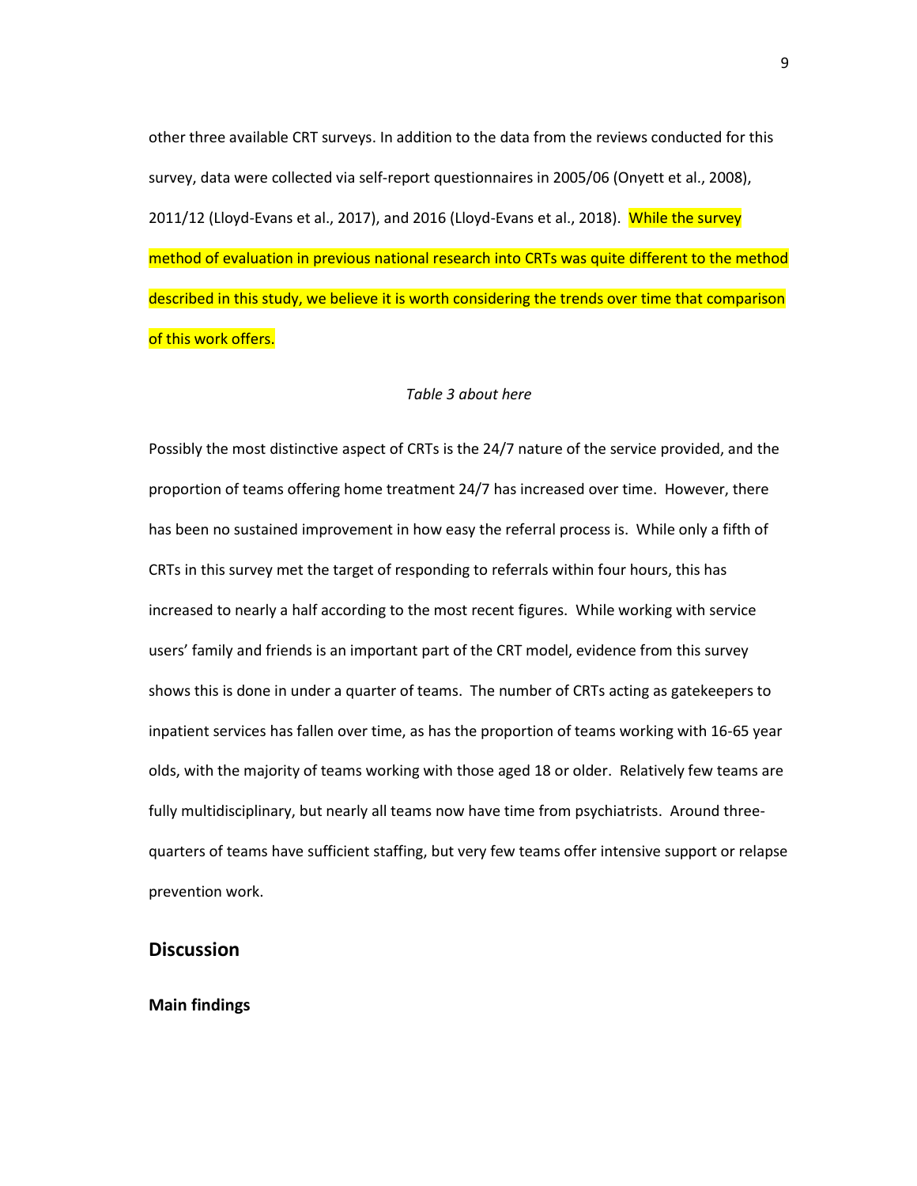other three available CRT surveys. In addition to the data from the reviews conducted for this survey, data were collected via self-report questionnaires in 2005/06 (Onyett et al., 2008), 2011/12 (Lloyd-Evans et al., 2017), and 2016 (Lloyd-Evans et al., 2018). While the survey method of evaluation in previous national research into CRTs was quite different to the method described in this study, we believe it is worth considering the trends over time that comparison of this work offers.

*Table 3 about here*

Possibly the most distinctive aspect of CRTs is the 24/7 nature of the service provided, and the proportion of teams offering home treatment 24/7 has increased over time. However, there has been no sustained improvement in how easy the referral process is. While only a fifth of CRTs in this survey met the target of responding to referrals within four hours, this has increased to nearly a half according to the most recent figures. While working with service users' family and friends is an important part of the CRT model, evidence from this survey shows this is done in under a quarter of teams. The number of CRTs acting as gatekeepers to inpatient services has fallen over time, as has the proportion of teams working with 16-65 year olds, with the majority of teams working with those aged 18 or older. Relatively few teams are fully multidisciplinary, but nearly all teams now have time from psychiatrists. Around three-quarters of teams have sufficient staffing, but very few teams offer intensive support or relapse prevention work.

## Discussion

### Main findings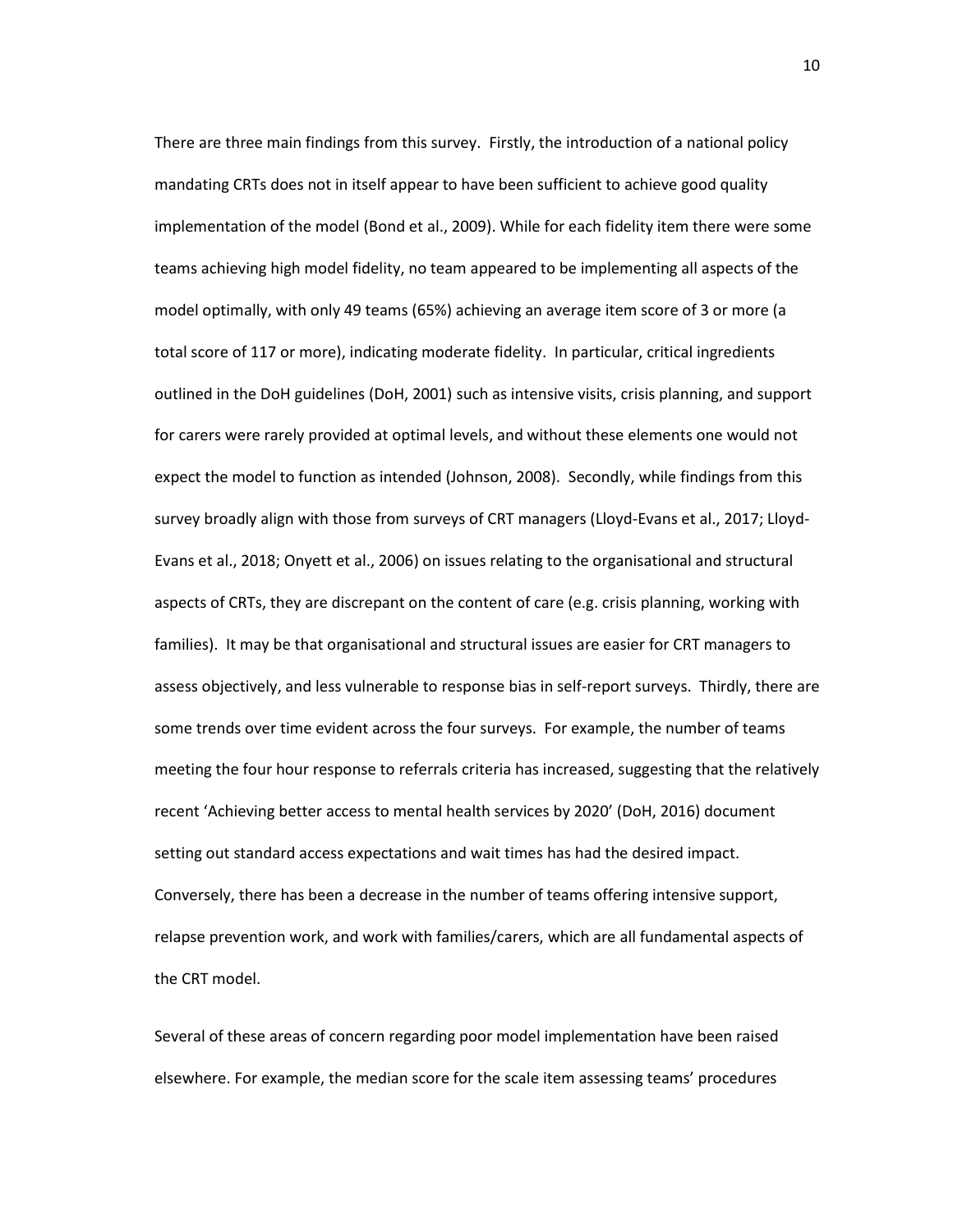There are three main findings from this survey. Firstly, the introduction of a national policy mandating CRTs does not in itself appear to have been sufficient to achieve good quality implementation of the model (Bond et al., 2009). While for each fidelity item there were some teams achieving high model fidelity, no team appeared to be implementing all aspects of the model optimally, with only 49 teams (65%) achieving an average item score of 3 or more (a total score of 117 or more), indicating moderate fidelity. In particular, critical ingredients outlined in the DoH guidelines (DoH, 2001) such as intensive visits, crisis planning, and support for carers were rarely provided at optimal levels, and without these elements one would not expect the model to function as intended (Johnson, 2008). Secondly, while findings from this survey broadly align with those from surveys of CRT managers (Lloyd-Evans et al., 2017; Lloyd-Evans et al., 2018; Onyett et al., 2006) on issues relating to the organisational and structural aspects of CRTs, they are discrepant on the content of care (e.g. crisis planning, working with families). It may be that organisational and structural issues are easier for CRT managers to assess objectively, and less vulnerable to response bias in self-report surveys. Thirdly, there are some trends over time evident across the four surveys. For example, the number of teams meeting the four hour response to referrals criteria has increased, suggesting that the relatively recent 'Achieving better access to mental health services by 2020' (DoH, 2016) document setting out standard access expectations and wait times has had the desired impact. Conversely, there has been a decrease in the number of teams offering intensive support, relapse prevention work, and work with families/carers, which are all fundamental aspects of the CRT model.

Several of these areas of concern regarding poor model implementation have been raised elsewhere. For example, the median score for the scale item assessing teams' procedures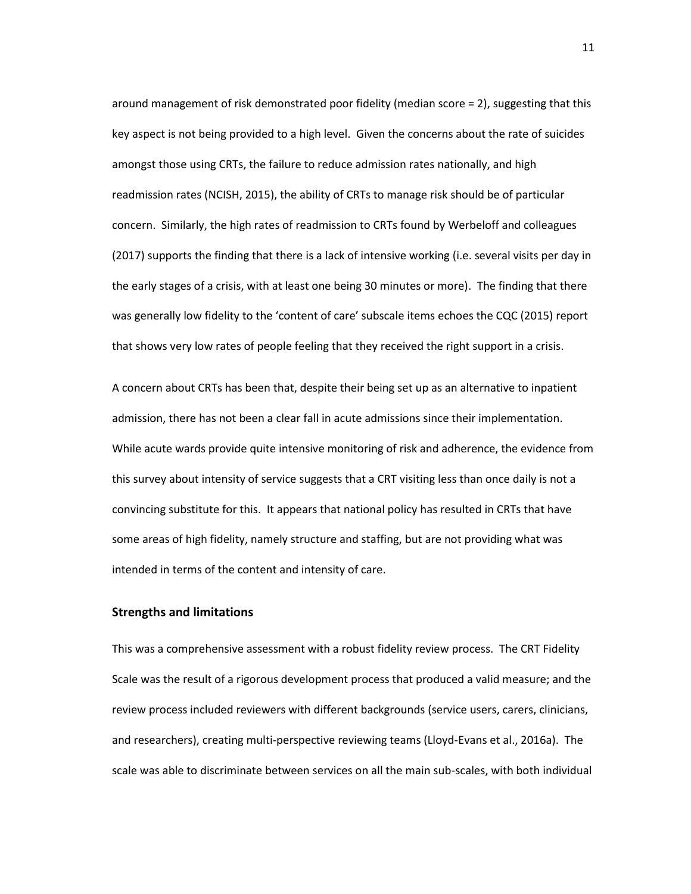around management of risk demonstrated poor fidelity (median score = 2), suggesting that this key aspect is not being provided to a high level. Given the concerns about the rate of suicides amongst those using CRTs, the failure to reduce admission rates nationally, and high readmission rates (NCISH, 2015), the ability of CRTs to manage risk should be of particular concern. Similarly, the high rates of readmission to CRTs found by Werbeloff and colleagues (2017) supports the finding that there is a lack of intensive working (i.e. several visits per day in the early stages of a crisis, with at least one being 30 minutes or more). The finding that there was generally low fidelity to the 'content of care' subscale items echoes the CQC (2015) report that shows very low rates of people feeling that they received the right support in a crisis.

A concern about CRTs has been that, despite their being set up as an alternative to inpatient admission, there has not been a clear fall in acute admissions since their implementation. While acute wards provide quite intensive monitoring of risk and adherence, the evidence from this survey about intensity of service suggests that a CRT visiting less than once daily is not a convincing substitute for this. It appears that national policy has resulted in CRTs that have some areas of high fidelity, namely structure and staffing, but are not providing what was intended in terms of the content and intensity of care.

### Strengths and limitations

This was a comprehensive assessment with a robust fidelity review process. The CRT Fidelity Scale was the result of a rigorous development process that produced a valid measure; and the review process included reviewers with different backgrounds (service users, carers, clinicians, and researchers), creating multi-perspective reviewing teams (Lloyd-Evans et al., 2016a). The scale was able to discriminate between services on all the main sub-scales, with both individual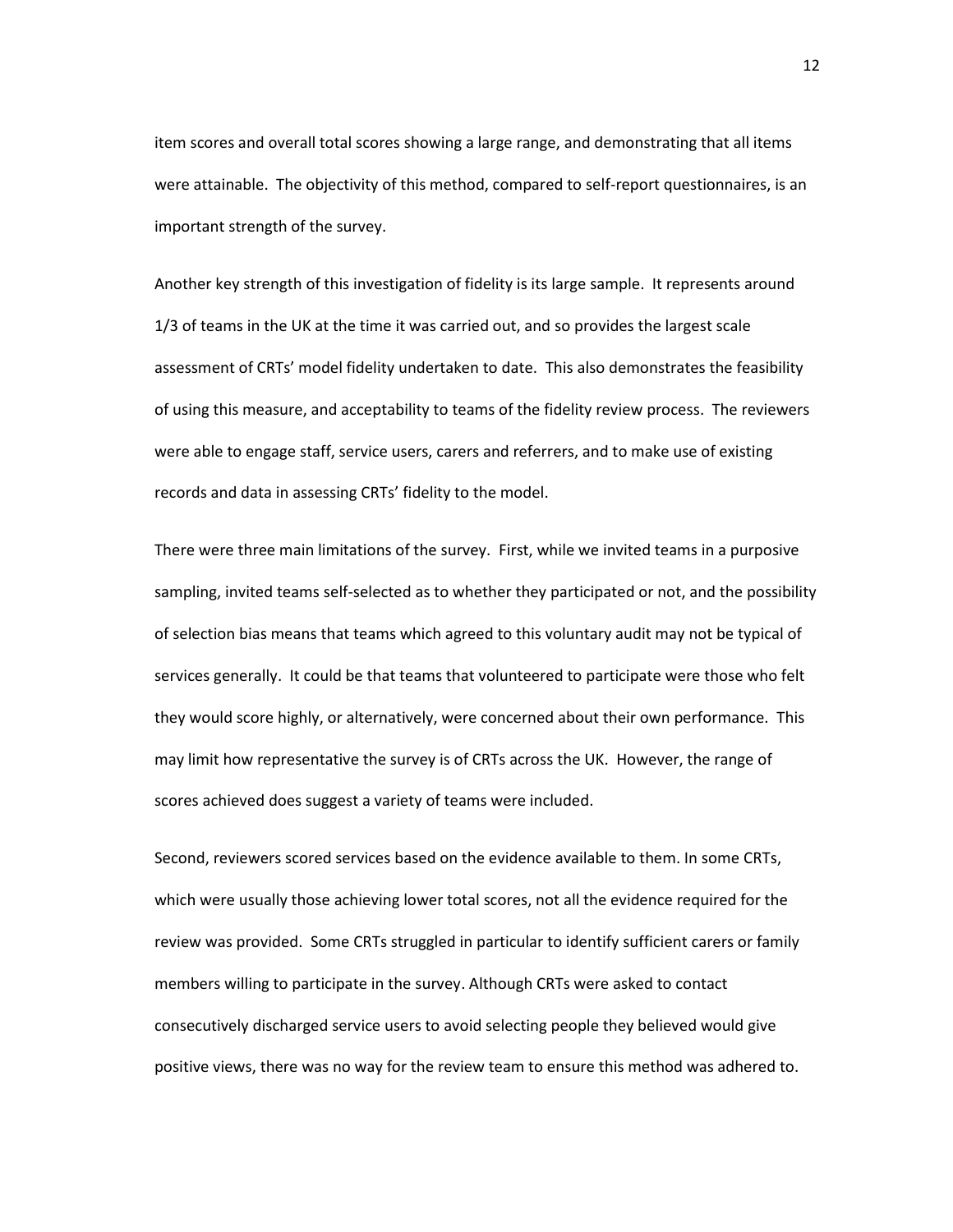item scores and overall total scores showing a large range, and demonstrating that all items were attainable. The objectivity of this method, compared to self-report questionnaires, is an important strength of the survey.

Another key strength of this investigation of fidelity is its large sample. It represents around 1/3 of teams in the UK at the time it was carried out, and so provides the largest scale assessment of CRTs' model fidelity undertaken to date. This also demonstrates the feasibility of using this measure, and acceptability to teams of the fidelity review process. The reviewers were able to engage staff, service users, carers and referrers, and to make use of existing records and data in assessing CRTs' fidelity to the model.

There were three main limitations of the survey. First, while we invited teams in a purposive sampling, invited teams self-selected as to whether they participated or not, and the possibility of selection bias means that teams which agreed to this voluntary audit may not be typical of services generally. It could be that teams that volunteered to participate were those who felt they would score highly, or alternatively, were concerned about their own performance. This may limit how representative the survey is of CRTs across the UK. However, the range of scores achieved does suggest a variety of teams were included.

Second, reviewers scored services based on the evidence available to them. In some CRTs, which were usually those achieving lower total scores, not all the evidence required for the review was provided. Some CRTs struggled in particular to identify sufficient carers or family members willing to participate in the survey. Although CRTs were asked to contact consecutively discharged service users to avoid selecting people they believed would give positive views, there was no way for the review team to ensure this method was adhered to.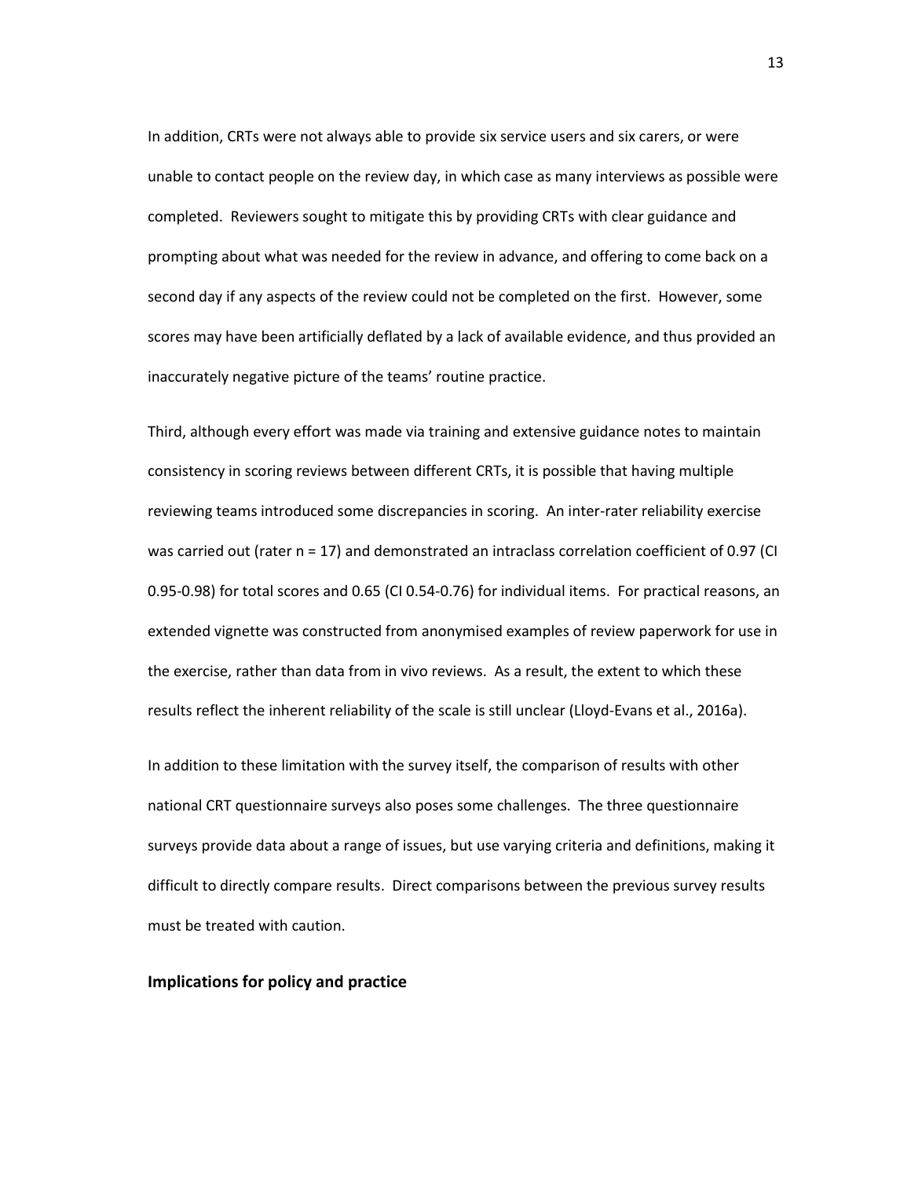In addition, CRTs were not always able to provide six service users and six carers, or were unable to contact people on the review day, in which case as many interviews as possible were completed. Reviewers sought to mitigate this by providing CRTs with clear guidance and prompting about what was needed for the review in advance, and offering to come back on a second day if any aspects of the review could not be completed on the first. However, some scores may have been artificially deflated by a lack of available evidence, and thus provided an inaccurately negative picture of the teams' routine practice.

Third, although every effort was made via training and extensive guidance notes to maintain consistency in scoring reviews between different CRTs, it is possible that having multiple reviewing teams introduced some discrepancies in scoring. An inter-rater reliability exercise was carried out (rater n = 17) and demonstrated an intraclass correlation coefficient of 0.97 (CI 0.95-0.98) for total scores and 0.65 (CI 0.54-0.76) for individual items. For practical reasons, an extended vignette was constructed from anonymised examples of review paperwork for use in the exercise, rather than data from in vivo reviews. As a result, the extent to which these results reflect the inherent reliability of the scale is still unclear (Lloyd-Evans et al., 2016a).

In addition to these limitation with the survey itself, the comparison of results with other national CRT questionnaire surveys also poses some challenges. The three questionnaire surveys provide data about a range of issues, but use varying criteria and definitions, making it difficult to directly compare results. Direct comparisons between the previous survey results must be treated with caution.

**Implications for policy and practice**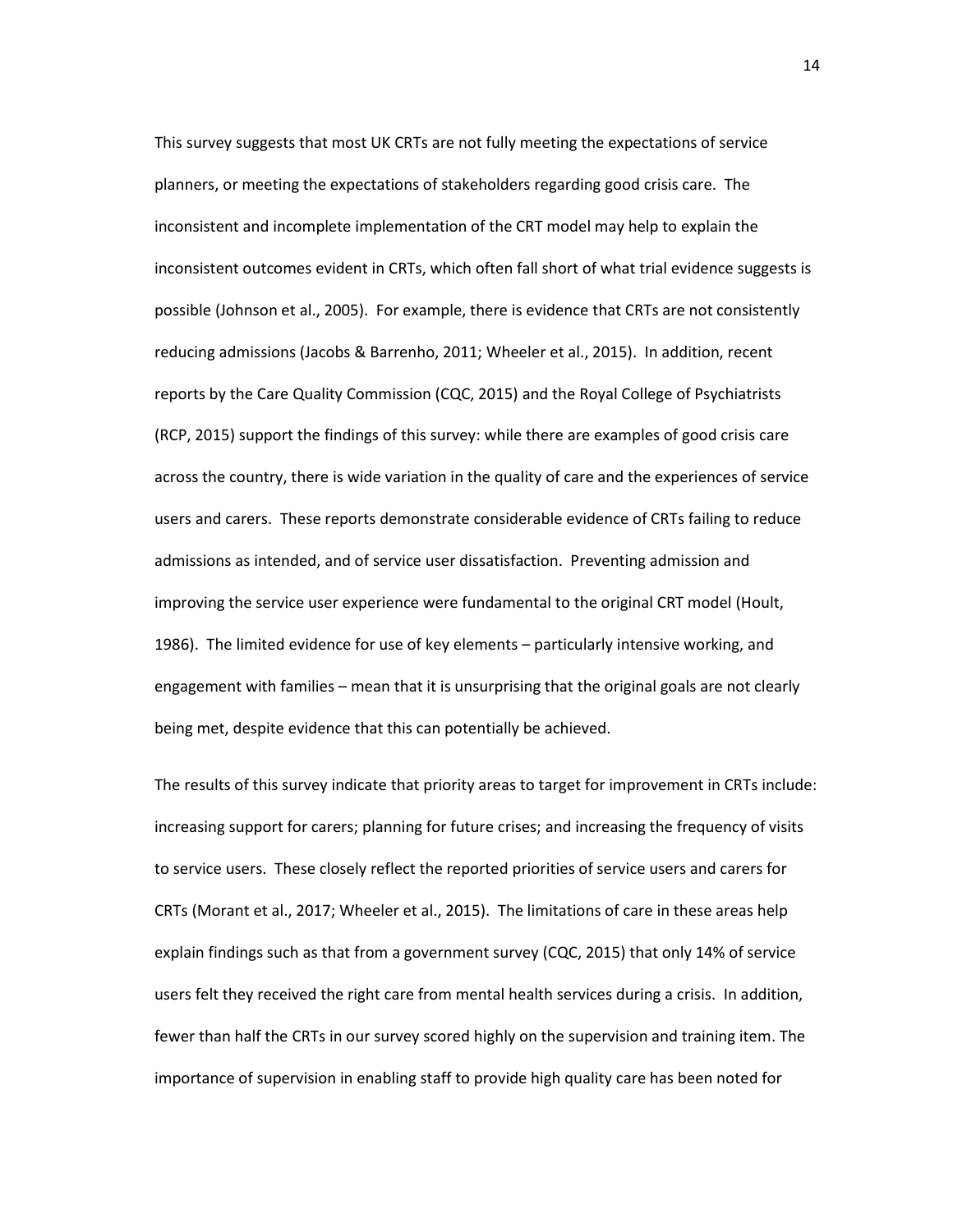This survey suggests that most UK CRTs are not fully meeting the expectations of service planners, or meeting the expectations of stakeholders regarding good crisis care. The inconsistent and incomplete implementation of the CRT model may help to explain the inconsistent outcomes evident in CRTs, which often fall short of what trial evidence suggests is possible (Johnson et al., 2005). For example, there is evidence that CRTs are not consistently reducing admissions (Jacobs & Barrenho, 2011; Wheeler et al., 2015). In addition, recent reports by the Care Quality Commission (CQC, 2015) and the Royal College of Psychiatrists (RCP, 2015) support the findings of this survey: while there are examples of good crisis care across the country, there is wide variation in the quality of care and the experiences of service users and carers. These reports demonstrate considerable evidence of CRTs failing to reduce admissions as intended, and of service user dissatisfaction. Preventing admission and improving the service user experience were fundamental to the original CRT model (Hoult, 1986). The limited evidence for use of key elements – particularly intensive working, and engagement with families – mean that it is unsurprising that the original goals are not clearly being met, despite evidence that this can potentially be achieved.

The results of this survey indicate that priority areas to target for improvement in CRTs include: increasing support for carers; planning for future crises; and increasing the frequency of visits to service users. These closely reflect the reported priorities of service users and carers for CRTs (Morant et al., 2017; Wheeler et al., 2015). The limitations of care in these areas help explain findings such as that from a government survey (CQC, 2015) that only 14% of service users felt they received the right care from mental health services during a crisis. In addition, fewer than half the CRTs in our survey scored highly on the supervision and training item. The importance of supervision in enabling staff to provide high quality care has been noted for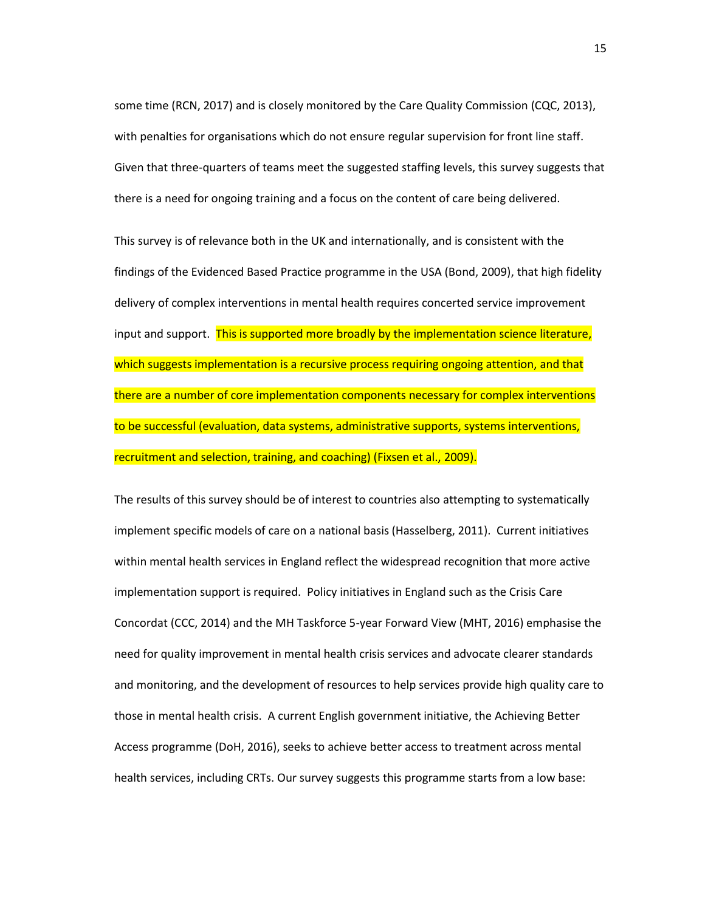some time (RCN, 2017) and is closely monitored by the Care Quality Commission (CQC, 2013), with penalties for organisations which do not ensure regular supervision for front line staff. Given that three-quarters of teams meet the suggested staffing levels, this survey suggests that there is a need for ongoing training and a focus on the content of care being delivered.

This survey is of relevance both in the UK and internationally, and is consistent with the findings of the Evidenced Based Practice programme in the USA (Bond, 2009), that high fidelity delivery of complex interventions in mental health requires concerted service improvement input and support. This is supported more broadly by the implementation science literature, which suggests implementation is a recursive process requiring ongoing attention, and that there are a number of core implementation components necessary for complex interventions to be successful (evaluation, data systems, administrative supports, systems interventions, recruitment and selection, training, and coaching) (Fixsen et al., 2009).

The results of this survey should be of interest to countries also attempting to systematically implement specific models of care on a national basis (Hasselberg, 2011). Current initiatives within mental health services in England reflect the widespread recognition that more active implementation support is required. Policy initiatives in England such as the Crisis Care Concordat (CCC, 2014) and the MH Taskforce 5-year Forward View (MHT, 2016) emphasise the need for quality improvement in mental health crisis services and advocate clearer standards and monitoring, and the development of resources to help services provide high quality care to those in mental health crisis. A current English government initiative, the Achieving Better Access programme (DoH, 2016), seeks to achieve better access to treatment across mental health services, including CRTs. Our survey suggests this programme starts from a low base: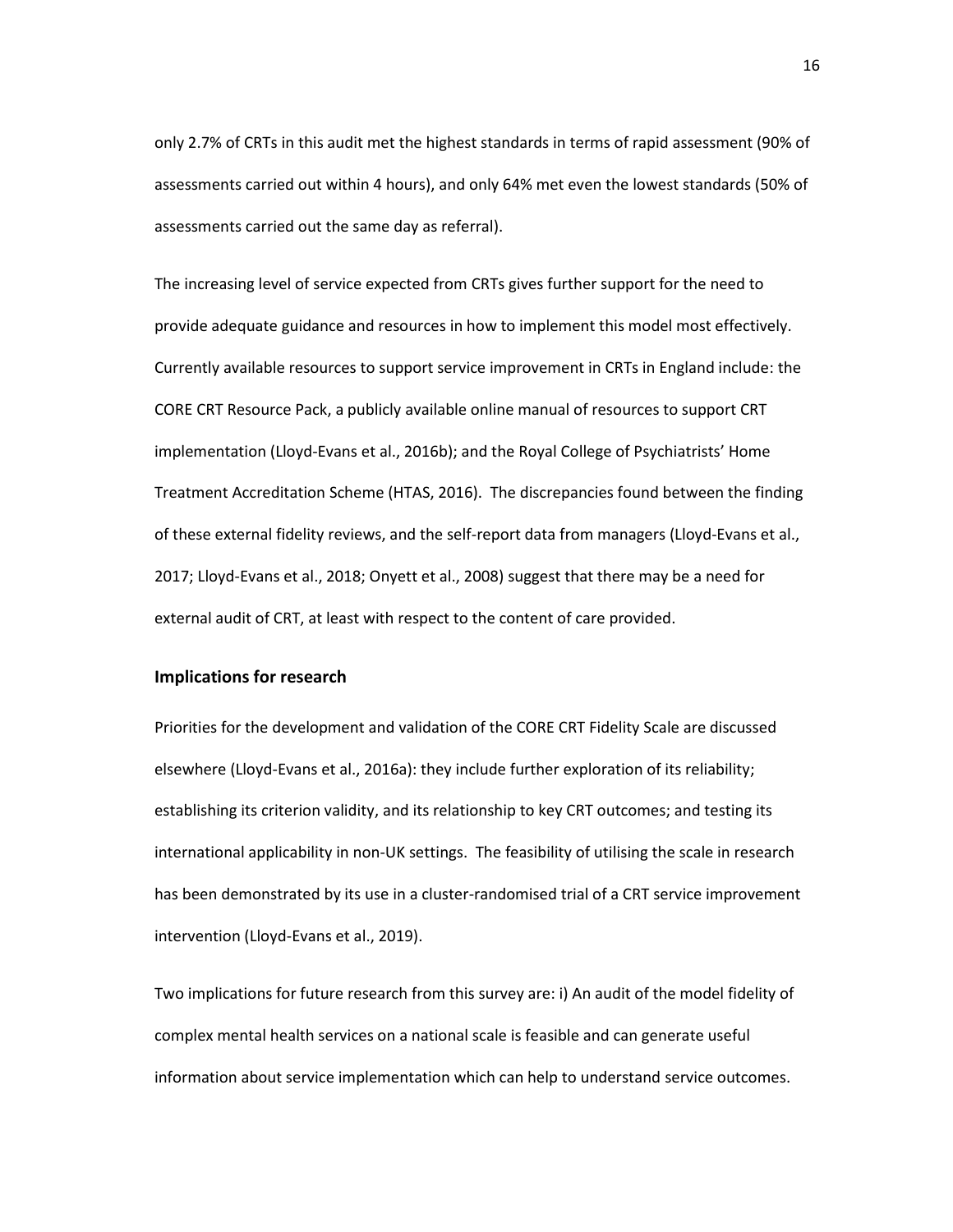only 2.7% of CRTs in this audit met the highest standards in terms of rapid assessment (90% of assessments carried out within 4 hours), and only 64% met even the lowest standards (50% of assessments carried out the same day as referral).

The increasing level of service expected from CRTs gives further support for the need to provide adequate guidance and resources in how to implement this model most effectively. Currently available resources to support service improvement in CRTs in England include: the CORE CRT Resource Pack, a publicly available online manual of resources to support CRT implementation (Lloyd-Evans et al., 2016b); and the Royal College of Psychiatrists' Home Treatment Accreditation Scheme (HTAS, 2016). The discrepancies found between the finding of these external fidelity reviews, and the self-report data from managers (Lloyd-Evans et al., 2017; Lloyd-Evans et al., 2018; Onyett et al., 2008) suggest that there may be a need for external audit of CRT, at least with respect to the content of care provided.

## Implications for research

Priorities for the development and validation of the CORE CRT Fidelity Scale are discussed elsewhere (Lloyd-Evans et al., 2016a): they include further exploration of its reliability; establishing its criterion validity, and its relationship to key CRT outcomes; and testing its international applicability in non-UK settings. The feasibility of utilising the scale in research has been demonstrated by its use in a cluster-randomised trial of a CRT service improvement intervention (Lloyd-Evans et al., 2019).

Two implications for future research from this survey are: i) An audit of the model fidelity of complex mental health services on a national scale is feasible and can generate useful information about service implementation which can help to understand service outcomes.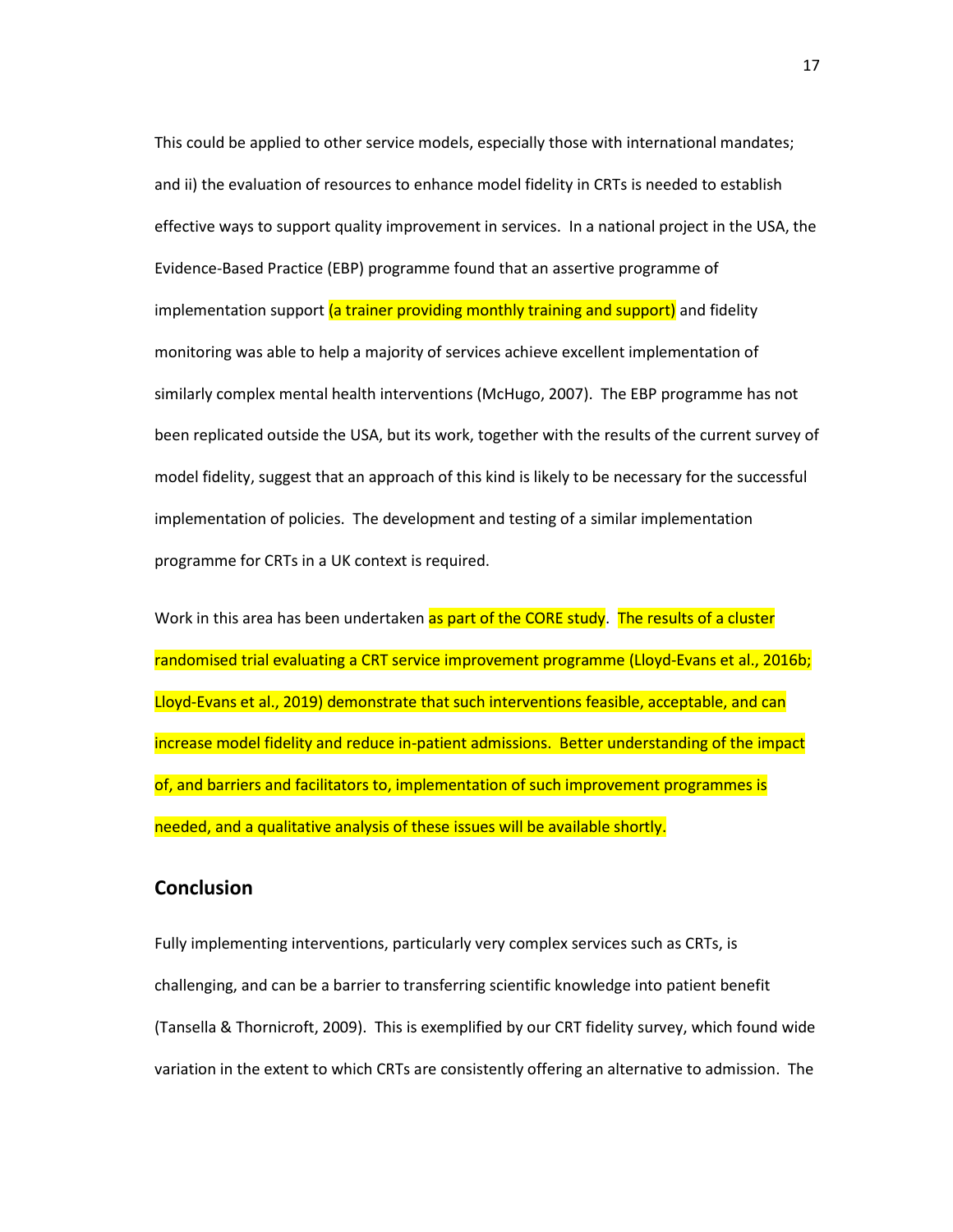This could be applied to other service models, especially those with international mandates; and ii) the evaluation of resources to enhance model fidelity in CRTs is needed to establish effective ways to support quality improvement in services. In a national project in the USA, the Evidence-Based Practice (EBP) programme found that an assertive programme of implementation support (a trainer providing monthly training and support) and fidelity monitoring was able to help a majority of services achieve excellent implementation of similarly complex mental health interventions (McHugo, 2007). The EBP programme has not been replicated outside the USA, but its work, together with the results of the current survey of model fidelity, suggest that an approach of this kind is likely to be necessary for the successful implementation of policies. The development and testing of a similar implementation programme for CRTs in a UK context is required.

Work in this area has been undertaken as part of the CORE study. The results of a cluster randomised trial evaluating a CRT service improvement programme (Lloyd-Evans et al., 2016b; Lloyd-Evans et al., 2019) demonstrate that such interventions feasible, acceptable, and can increase model fidelity and reduce in-patient admissions. Better understanding of the impact of, and barriers and facilitators to, implementation of such improvement programmes is needed, and a qualitative analysis of these issues will be available shortly.

## Conclusion

Fully implementing interventions, particularly very complex services such as CRTs, is challenging, and can be a barrier to transferring scientific knowledge into patient benefit (Tansella & Thornicroft, 2009). This is exemplified by our CRT fidelity survey, which found wide variation in the extent to which CRTs are consistently offering an alternative to admission. The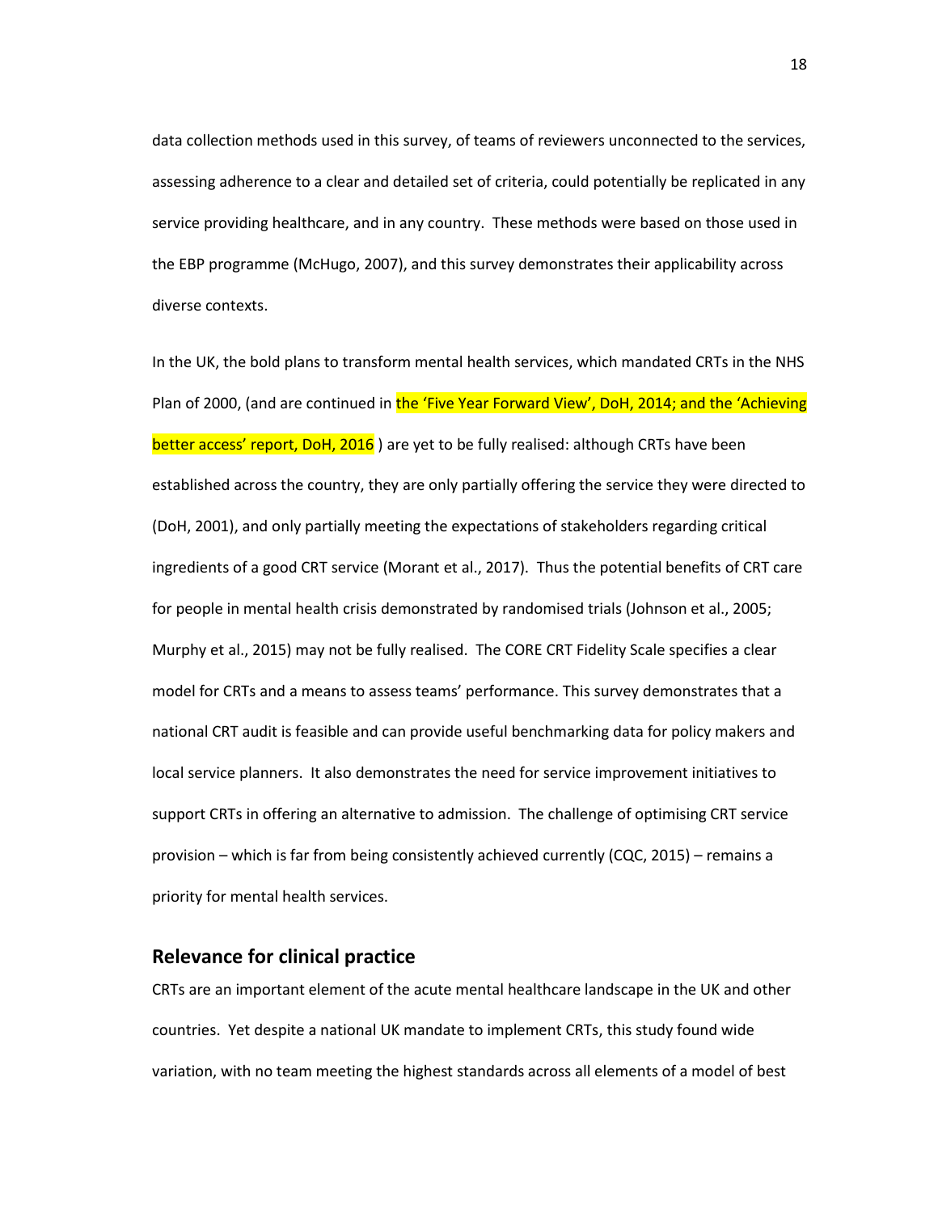data collection methods used in this survey, of teams of reviewers unconnected to the services, assessing adherence to a clear and detailed set of criteria, could potentially be replicated in any service providing healthcare, and in any country. These methods were based on those used in the EBP programme (McHugo, 2007), and this survey demonstrates their applicability across diverse contexts.

In the UK, the bold plans to transform mental health services, which mandated CRTs in the NHS Plan of 2000, (and are continued in the 'Five Year Forward View', DoH, 2014; and the 'Achieving better access' report, DoH, 2016 ) are yet to be fully realised: although CRTs have been established across the country, they are only partially offering the service they were directed to (DoH, 2001), and only partially meeting the expectations of stakeholders regarding critical ingredients of a good CRT service (Morant et al., 2017). Thus the potential benefits of CRT care for people in mental health crisis demonstrated by randomised trials (Johnson et al., 2005; Murphy et al., 2015) may not be fully realised. The CORE CRT Fidelity Scale specifies a clear model for CRTs and a means to assess teams' performance. This survey demonstrates that a national CRT audit is feasible and can provide useful benchmarking data for policy makers and local service planners. It also demonstrates the need for service improvement initiatives to support CRTs in offering an alternative to admission. The challenge of optimising CRT service provision – which is far from being consistently achieved currently (CQC, 2015) – remains a priority for mental health services.

## Relevance for clinical practice

CRTs are an important element of the acute mental healthcare landscape in the UK and other countries. Yet despite a national UK mandate to implement CRTs, this study found wide variation, with no team meeting the highest standards across all elements of a model of best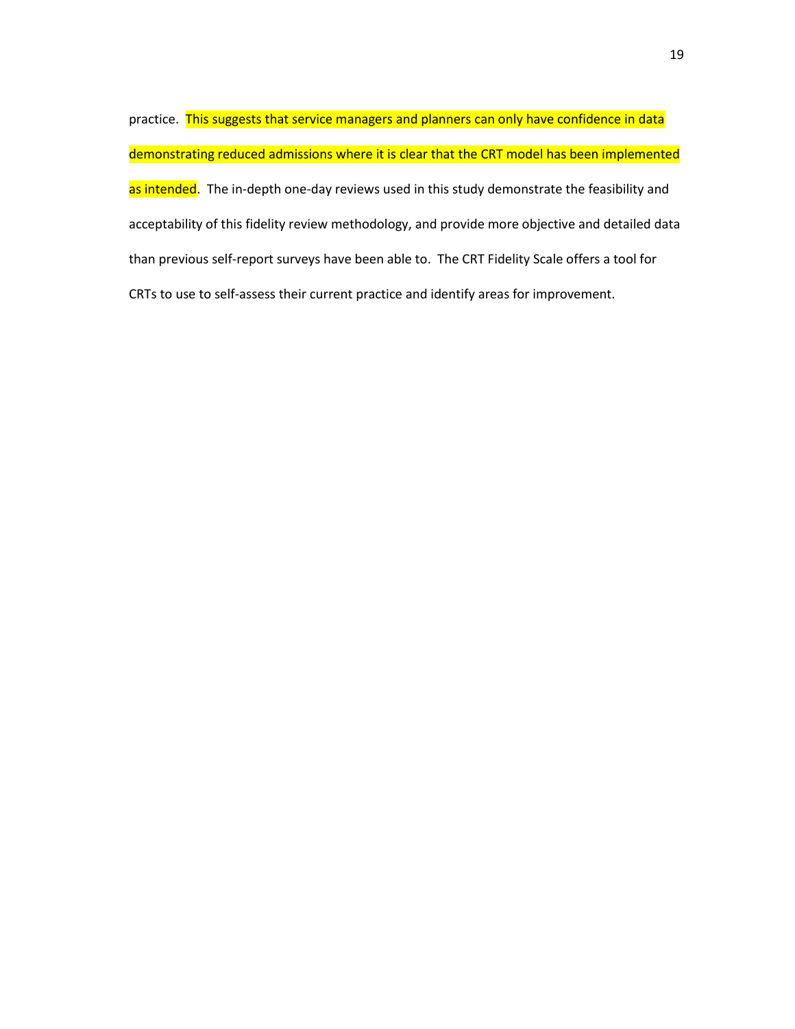practice. This suggests that service managers and planners can only have confidence in data demonstrating reduced admissions where it is clear that the CRT model has been implemented as intended. The in-depth one-day reviews used in this study demonstrate the feasibility and acceptability of this fidelity review methodology, and provide more objective and detailed data than previous self-report surveys have been able to. The CRT Fidelity Scale offers a tool for CRTs to use to self-assess their current practice and identify areas for improvement.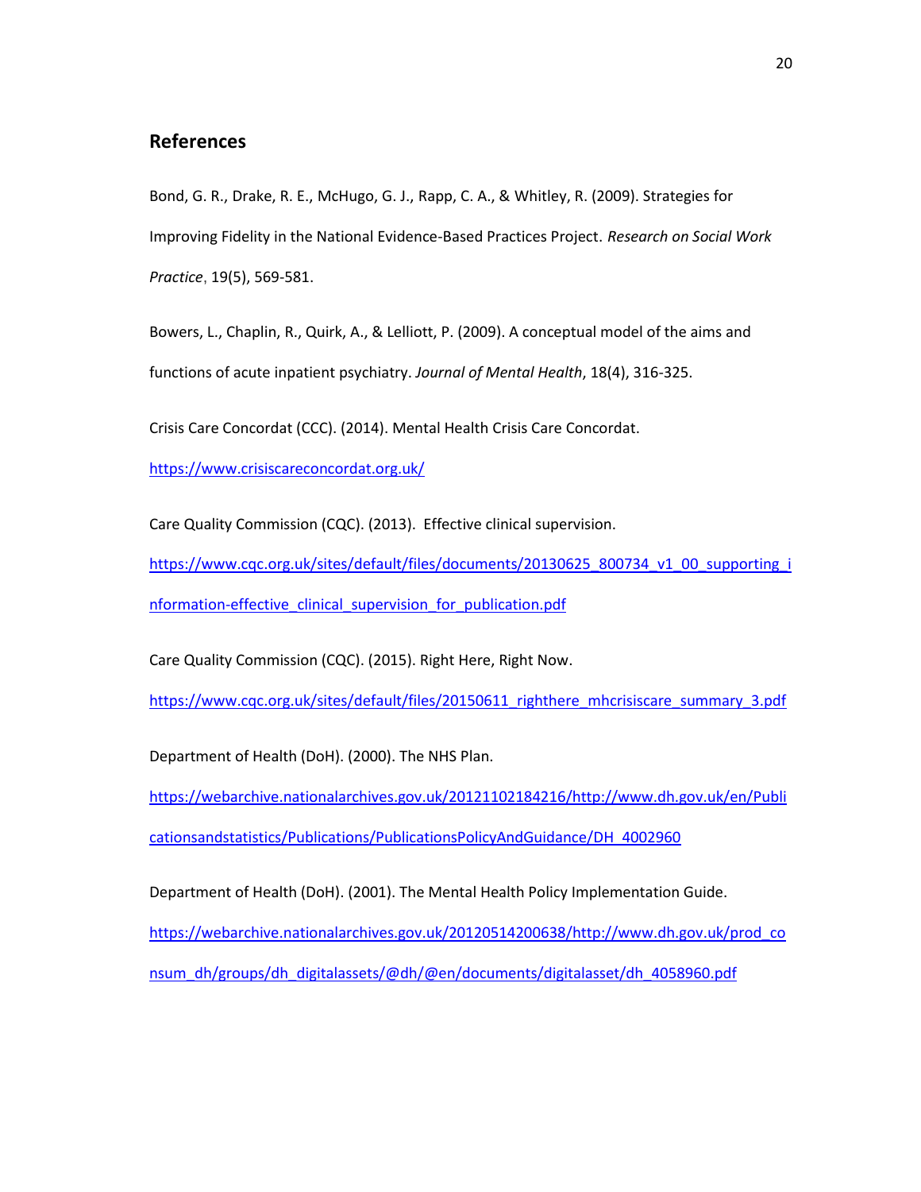## References

Bond, G. R., Drake, R. E., McHugo, G. J., Rapp, C. A., & Whitley, R. (2009). Strategies for Improving Fidelity in the National Evidence-Based Practices Project. *Research on Social Work Practice*, 19(5), 569-581.

Bowers, L., Chaplin, R., Quirk, A., & Lelliott, P. (2009). A conceptual model of the aims and functions of acute inpatient psychiatry. *Journal of Mental Health*, 18(4), 316-325.

Crisis Care Concordat (CCC). (2014). Mental Health Crisis Care Concordat. https://www.crisiscareconcordat.org.uk/

Care Quality Commission (CQC). (2013). Effective clinical supervision. https://www.cqc.org.uk/sites/default/files/documents/20130625_800734_v1_00_supporting_information-effective_clinical_supervision_for_publication.pdf

Care Quality Commission (CQC). (2015). Right Here, Right Now. https://www.cqc.org.uk/sites/default/files/20150611_righthere_mhcrisiscare_summary_3.pdf

Department of Health (DoH). (2000). The NHS Plan. https://webarchive.nationalarchives.gov.uk/20121102184216/http://www.dh.gov.uk/en/Publicationsandstatistics/Publications/PublicationsPolicyAndGuidance/DH_4002960

Department of Health (DoH). (2001). The Mental Health Policy Implementation Guide. https://webarchive.nationalarchives.gov.uk/20120514200638/http://www.dh.gov.uk/prod_consum_dh/groups/dh_digitalassets/@dh/@en/documents/digitalasset/dh_4058960.pdf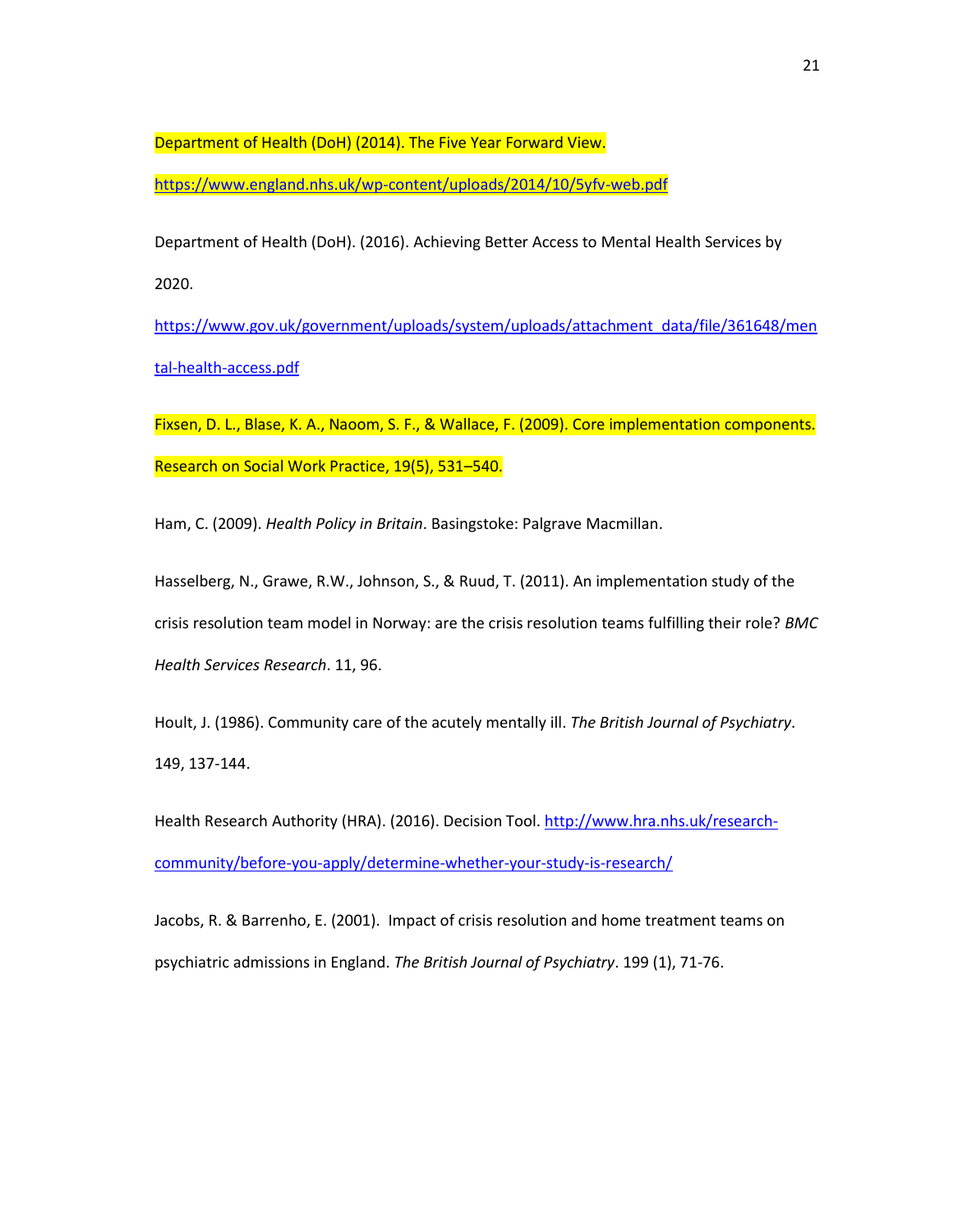Department of Health (DoH) (2014). The Five Year Forward View. https://www.england.nhs.uk/wp-content/uploads/2014/10/5yfv-web.pdf

Department of Health (DoH). (2016). Achieving Better Access to Mental Health Services by 2020. https://www.gov.uk/government/uploads/system/uploads/attachment_data/file/361648/mental-health-access.pdf

Fixsen, D. L., Blase, K. A., Naoom, S. F., & Wallace, F. (2009). Core implementation components. Research on Social Work Practice, 19(5), 531–540.

Ham, C. (2009). *Health Policy in Britain*. Basingstoke: Palgrave Macmillan.

Hasselberg, N., Grawe, R.W., Johnson, S., & Ruud, T. (2011). An implementation study of the crisis resolution team model in Norway: are the crisis resolution teams fulfilling their role? *BMC Health Services Research*. 11, 96.

Hoult, J. (1986). Community care of the acutely mentally ill. *The British Journal of Psychiatry*. 149, 137-144.

Health Research Authority (HRA). (2016). Decision Tool. http://www.hra.nhs.uk/research-community/before-you-apply/determine-whether-your-study-is-research/

Jacobs, R. & Barrenho, E. (2001). Impact of crisis resolution and home treatment teams on psychiatric admissions in England. *The British Journal of Psychiatry*. 199 (1), 71-76.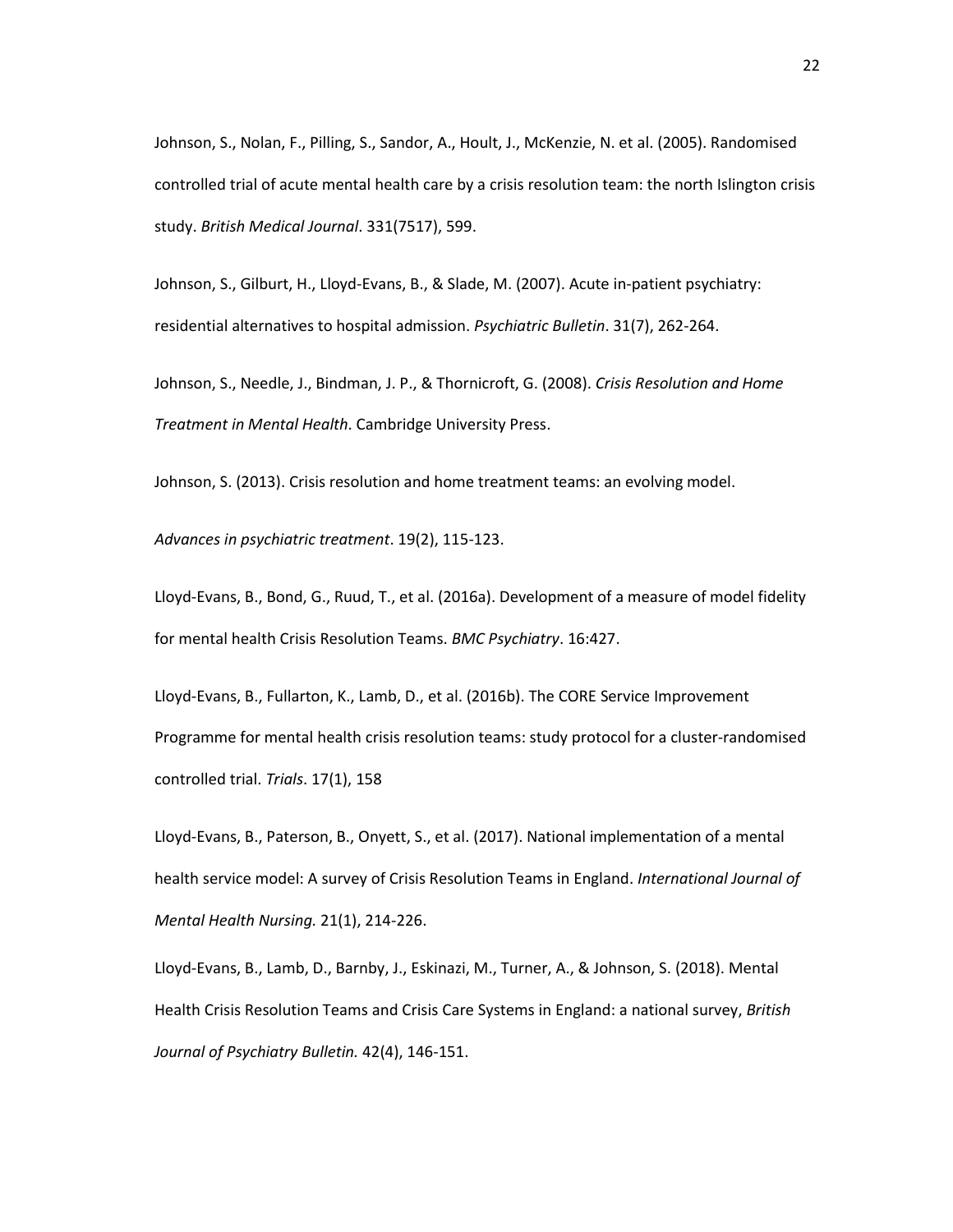Johnson, S., Nolan, F., Pilling, S., Sandor, A., Hoult, J., McKenzie, N. et al. (2005). Randomised controlled trial of acute mental health care by a crisis resolution team: the north Islington crisis study. *British Medical Journal*. 331(7517), 599.

Johnson, S., Gilburt, H., Lloyd-Evans, B., & Slade, M. (2007). Acute in-patient psychiatry: residential alternatives to hospital admission. *Psychiatric Bulletin*. 31(7), 262-264.

Johnson, S., Needle, J., Bindman, J. P., & Thornicroft, G. (2008). *Crisis Resolution and Home Treatment in Mental Health*. Cambridge University Press.

Johnson, S. (2013). Crisis resolution and home treatment teams: an evolving model. *Advances in psychiatric treatment*. 19(2), 115-123.

Lloyd-Evans, B., Bond, G., Ruud, T., et al. (2016a). Development of a measure of model fidelity for mental health Crisis Resolution Teams. *BMC Psychiatry*. 16:427.

Lloyd-Evans, B., Fullarton, K., Lamb, D., et al. (2016b). The CORE Service Improvement Programme for mental health crisis resolution teams: study protocol for a cluster-randomised controlled trial. *Trials*. 17(1), 158

Lloyd-Evans, B., Paterson, B., Onyett, S., et al. (2017). National implementation of a mental health service model: A survey of Crisis Resolution Teams in England. *International Journal of Mental Health Nursing.* 21(1), 214-226.

Lloyd-Evans, B., Lamb, D., Barnby, J., Eskinazi, M., Turner, A., & Johnson, S. (2018). Mental Health Crisis Resolution Teams and Crisis Care Systems in England: a national survey, *British Journal of Psychiatry Bulletin.* 42(4), 146-151.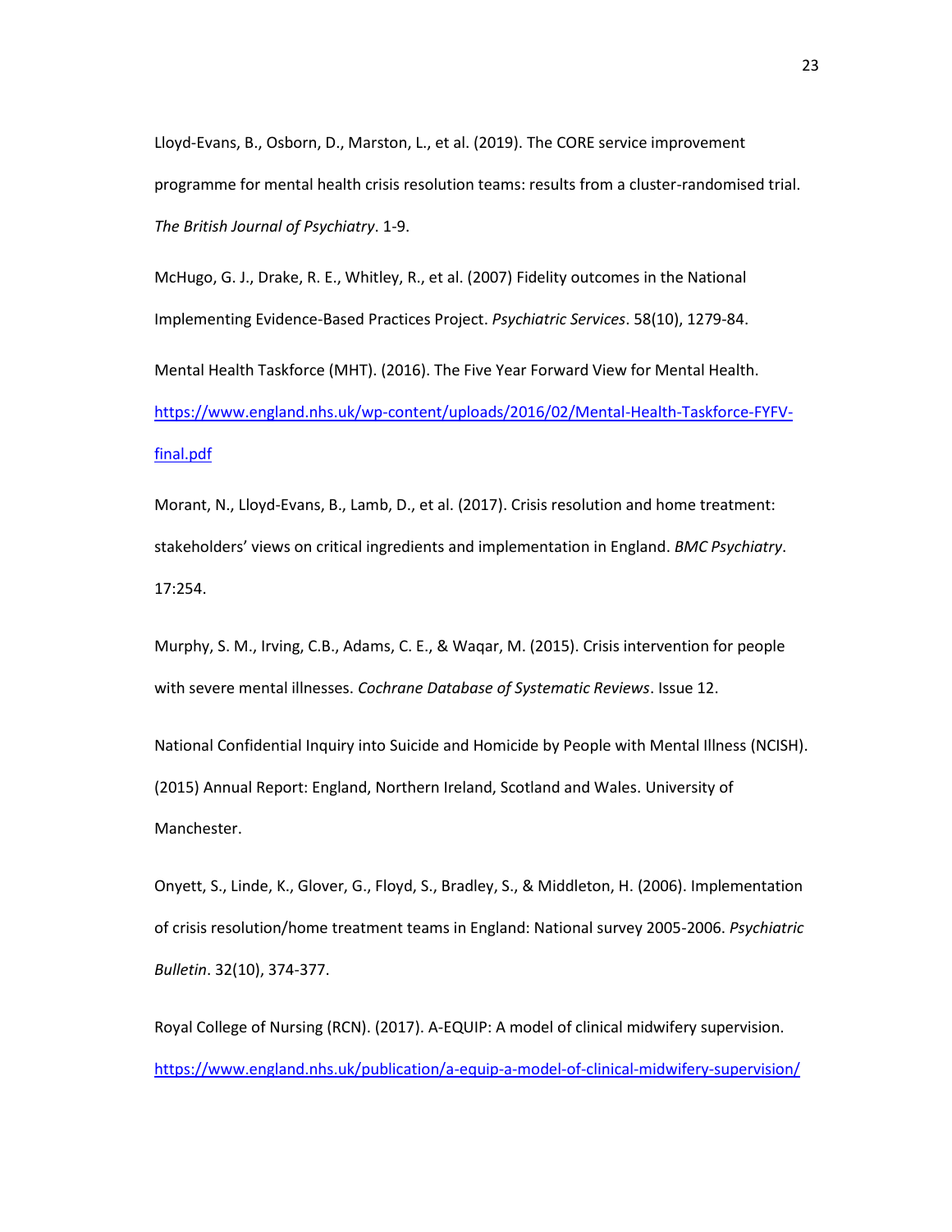Lloyd-Evans, B., Osborn, D., Marston, L., et al. (2019). The CORE service improvement programme for mental health crisis resolution teams: results from a cluster-randomised trial. *The British Journal of Psychiatry*. 1-9.

McHugo, G. J., Drake, R. E., Whitley, R., et al. (2007) Fidelity outcomes in the National Implementing Evidence-Based Practices Project. *Psychiatric Services*. 58(10), 1279-84.

Mental Health Taskforce (MHT). (2016). The Five Year Forward View for Mental Health. [https://www.england.nhs.uk/wp-content/uploads/2016/02/Mental-Health-Taskforce-FYFV-final.pdf](https://www.england.nhs.uk/wp-content/uploads/2016/02/Mental-Health-Taskforce-FYFV-final.pdf)

Morant, N., Lloyd-Evans, B., Lamb, D., et al. (2017). Crisis resolution and home treatment: stakeholders' views on critical ingredients and implementation in England. *BMC Psychiatry*. 17:254.

Murphy, S. M., Irving, C.B., Adams, C. E., & Waqar, M. (2015). Crisis intervention for people with severe mental illnesses. *Cochrane Database of Systematic Reviews*. Issue 12.

National Confidential Inquiry into Suicide and Homicide by People with Mental Illness (NCISH). (2015) Annual Report: England, Northern Ireland, Scotland and Wales. University of Manchester.

Onyett, S., Linde, K., Glover, G., Floyd, S., Bradley, S., & Middleton, H. (2006). Implementation of crisis resolution/home treatment teams in England: National survey 2005-2006. *Psychiatric Bulletin*. 32(10), 374-377.

Royal College of Nursing (RCN). (2017). A-EQUIP: A model of clinical midwifery supervision. [https://www.england.nhs.uk/publication/a-equip-a-model-of-clinical-midwifery-supervision/](https://www.england.nhs.uk/publication/a-equip-a-model-of-clinical-midwifery-supervision/)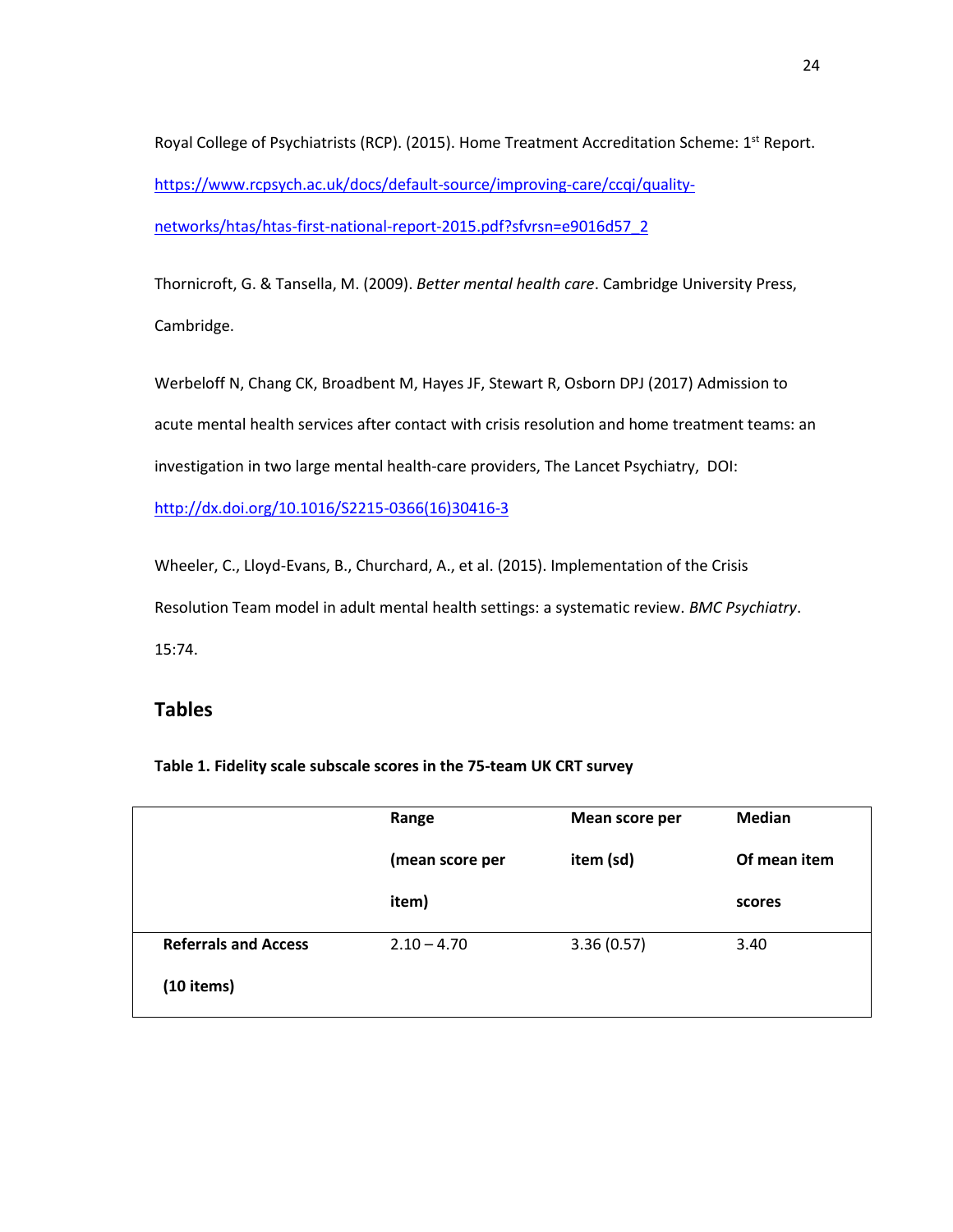Royal College of Psychiatrists (RCP). (2015). Home Treatment Accreditation Scheme: 1st Report. https://www.rcpsych.ac.uk/docs/default-source/improving-care/ccqi/quality-networks/htas/htas-first-national-report-2015.pdf?sfvrsn=e9016d57_2

Thornicroft, G. & Tansella, M. (2009). *Better mental health care*. Cambridge University Press, Cambridge.

Werbeloff N, Chang CK, Broadbent M, Hayes JF, Stewart R, Osborn DPJ (2017) Admission to acute mental health services after contact with crisis resolution and home treatment teams: an investigation in two large mental health-care providers, The Lancet Psychiatry, DOI: http://dx.doi.org/10.1016/S2215-0366(16)30416-3

Wheeler, C., Lloyd-Evans, B., Churchard, A., et al. (2015). Implementation of the Crisis Resolution Team model in adult mental health settings: a systematic review. *BMC Psychiatry*. 15:74.

## Tables

**Table 1. Fidelity scale subscale scores in the 75-team UK CRT survey**

| | **Range (mean score per item)** | **Mean score per item (sd)** | **Median Of mean item scores** |
|---|---|---|---|
| **Referrals and Access (10 items)** | 2.10 – 4.70 | 3.36 (0.57) | 3.40 |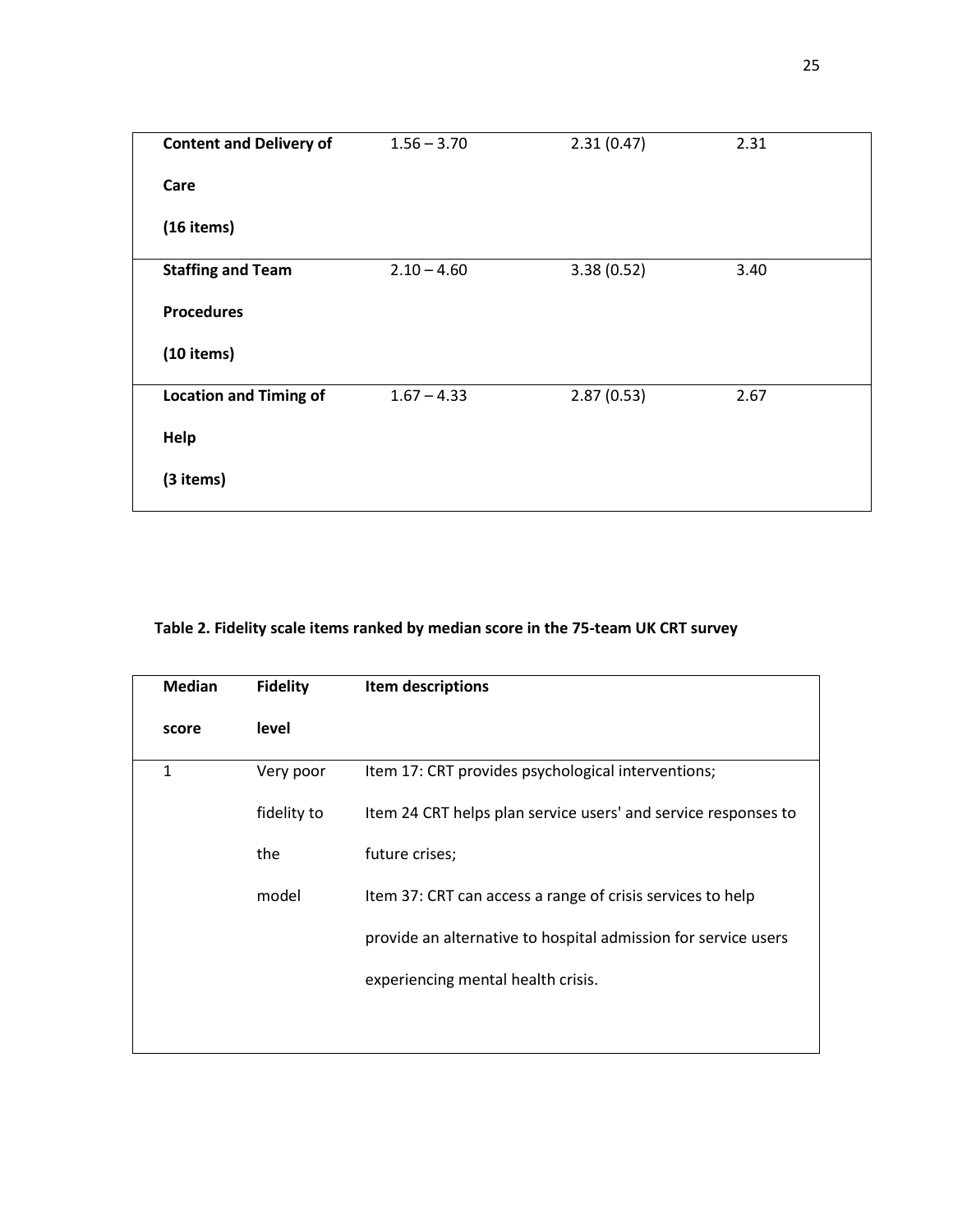| | | | |
|---|---|---|---|
| **Content and Delivery of Care (16 items)** | 1.56 – 3.70 | 2.31 (0.47) | 2.31 |
| **Staffing and Team Procedures (10 items)** | 2.10 – 4.60 | 3.38 (0.52) | 3.40 |
| **Location and Timing of Help (3 items)** | 1.67 – 4.33 | 2.87 (0.53) | 2.67 |

**Table 2. Fidelity scale items ranked by median score in the 75-team UK CRT survey**

| Median score | Fidelity level | Item descriptions |
|---|---|---|
| 1 | Very poor fidelity to the model | Item 17: CRT provides psychological interventions; Item 24 CRT helps plan service users' and service responses to future crises; Item 37: CRT can access a range of crisis services to help provide an alternative to hospital admission for service users experiencing mental health crisis. |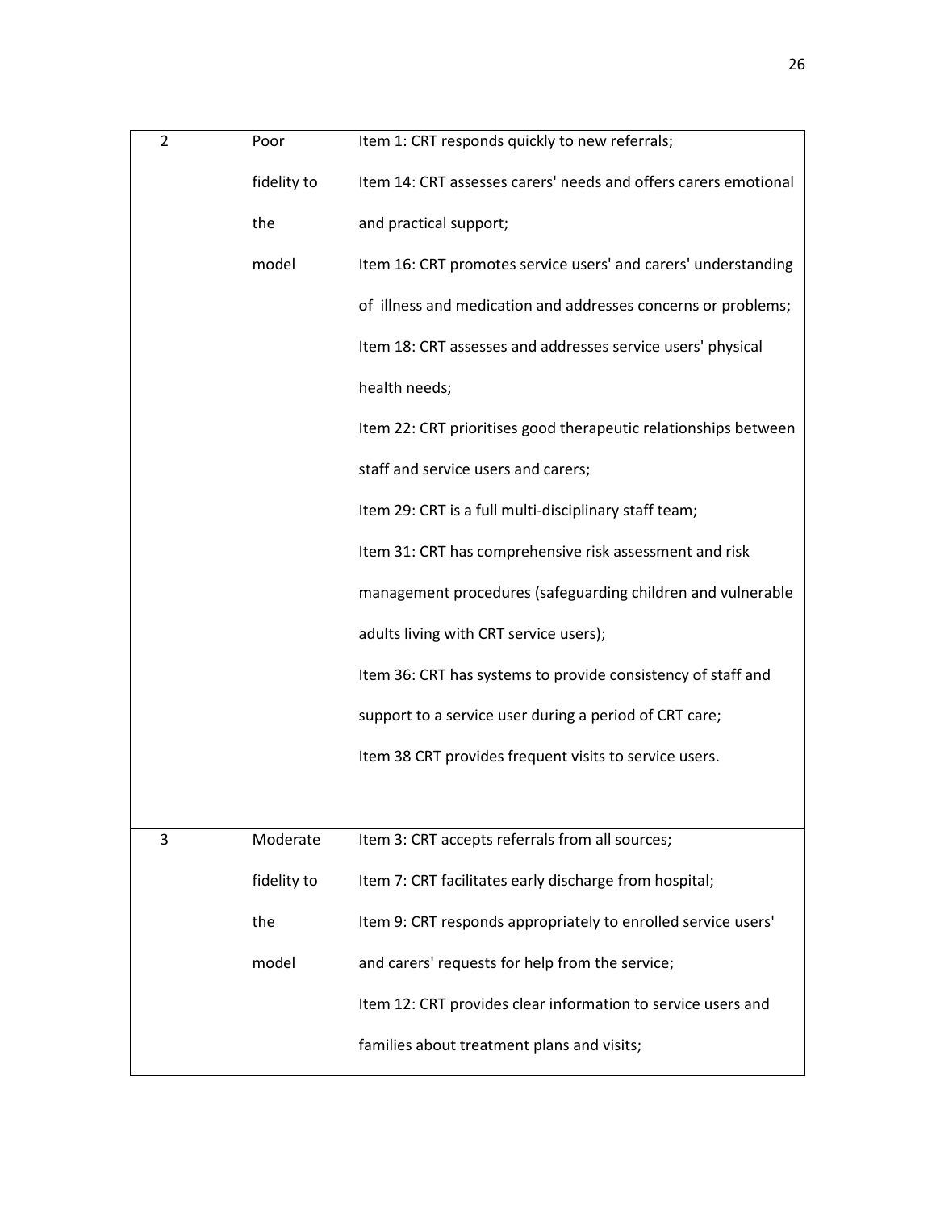| | | |
|---|---|---|
| 2 | Poor fidelity to the model | Item 1: CRT responds quickly to new referrals;<br>Item 14: CRT assesses carers' needs and offers carers emotional and practical support;<br>Item 16: CRT promotes service users' and carers' understanding of illness and medication and addresses concerns or problems;<br>Item 18: CRT assesses and addresses service users' physical health needs;<br>Item 22: CRT prioritises good therapeutic relationships between staff and service users and carers;<br>Item 29: CRT is a full multi-disciplinary staff team;<br>Item 31: CRT has comprehensive risk assessment and risk management procedures (safeguarding children and vulnerable adults living with CRT service users);<br>Item 36: CRT has systems to provide consistency of staff and support to a service user during a period of CRT care;<br>Item 38 CRT provides frequent visits to service users. |
| 3 | Moderate fidelity to the model | Item 3: CRT accepts referrals from all sources;<br>Item 7: CRT facilitates early discharge from hospital;<br>Item 9: CRT responds appropriately to enrolled service users' and carers' requests for help from the service;<br>Item 12: CRT provides clear information to service users and families about treatment plans and visits; |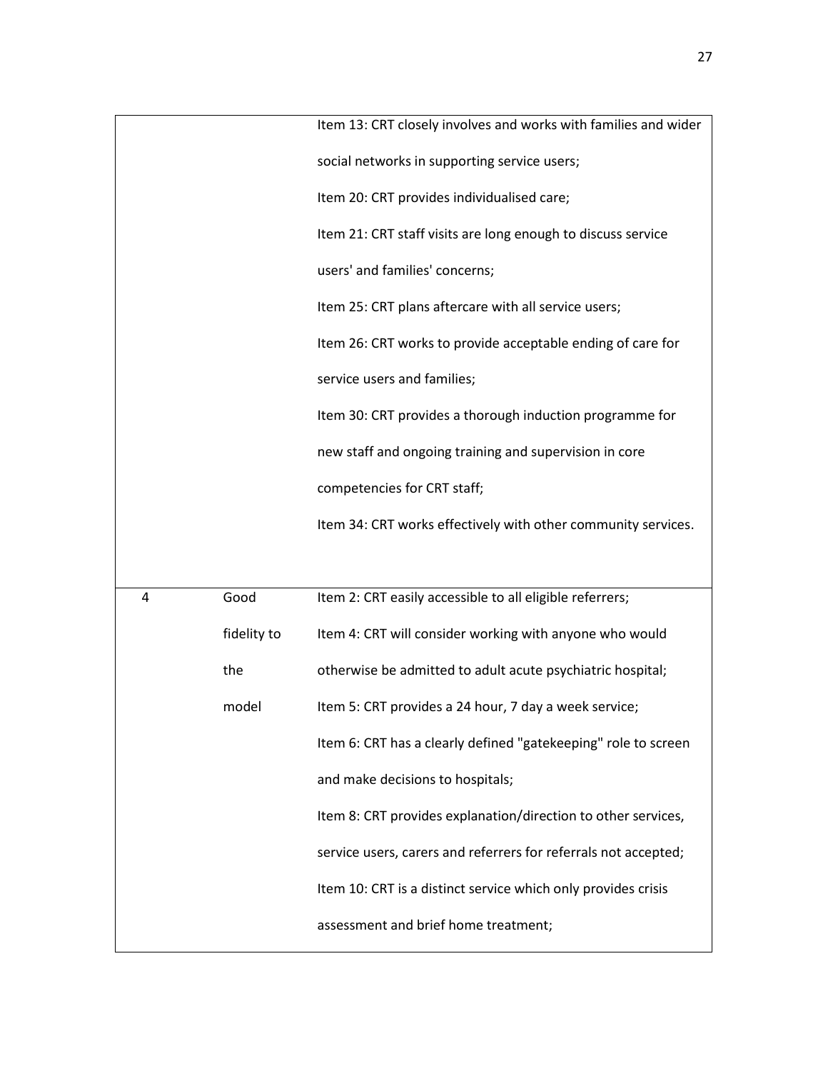| | | |
|---|---|---|
| | | Item 13: CRT closely involves and works with families and wider social networks in supporting service users;<br>Item 20: CRT provides individualised care;<br>Item 21: CRT staff visits are long enough to discuss service users' and families' concerns;<br>Item 25: CRT plans aftercare with all service users;<br>Item 26: CRT works to provide acceptable ending of care for service users and families;<br>Item 30: CRT provides a thorough induction programme for new staff and ongoing training and supervision in core competencies for CRT staff;<br>Item 34: CRT works effectively with other community services. |
| 4 | Good fidelity to the model | Item 2: CRT easily accessible to all eligible referrers;<br>Item 4: CRT will consider working with anyone who would otherwise be admitted to adult acute psychiatric hospital;<br>Item 5: CRT provides a 24 hour, 7 day a week service;<br>Item 6: CRT has a clearly defined "gatekeeping" role to screen and make decisions to hospitals;<br>Item 8: CRT provides explanation/direction to other services, service users, carers and referrers for referrals not accepted;<br>Item 10: CRT is a distinct service which only provides crisis assessment and brief home treatment; |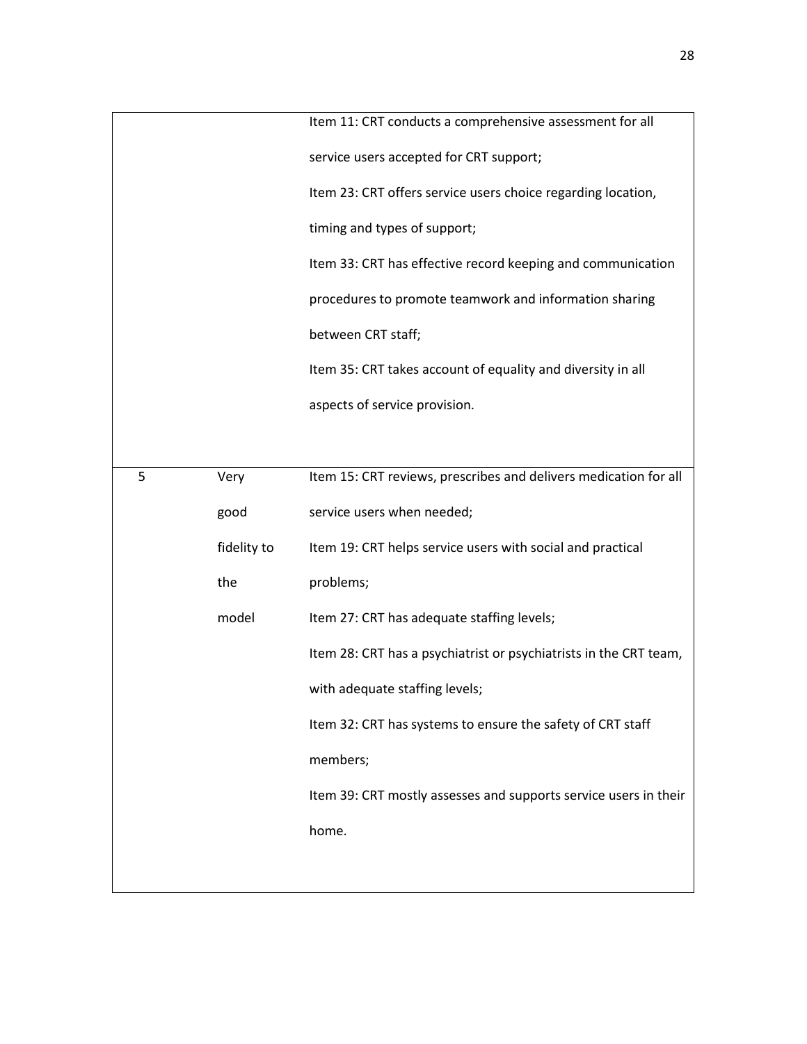| | | |
|---|---|---|
| | | Item 11: CRT conducts a comprehensive assessment for all service users accepted for CRT support;<br>Item 23: CRT offers service users choice regarding location, timing and types of support;<br>Item 33: CRT has effective record keeping and communication procedures to promote teamwork and information sharing between CRT staff;<br>Item 35: CRT takes account of equality and diversity in all aspects of service provision. |
| 5 | Very good fidelity to the model | Item 15: CRT reviews, prescribes and delivers medication for all service users when needed;<br>Item 19: CRT helps service users with social and practical problems;<br>Item 27: CRT has adequate staffing levels;<br>Item 28: CRT has a psychiatrist or psychiatrists in the CRT team, with adequate staffing levels;<br>Item 32: CRT has systems to ensure the safety of CRT staff members;<br>Item 39: CRT mostly assesses and supports service users in their home. |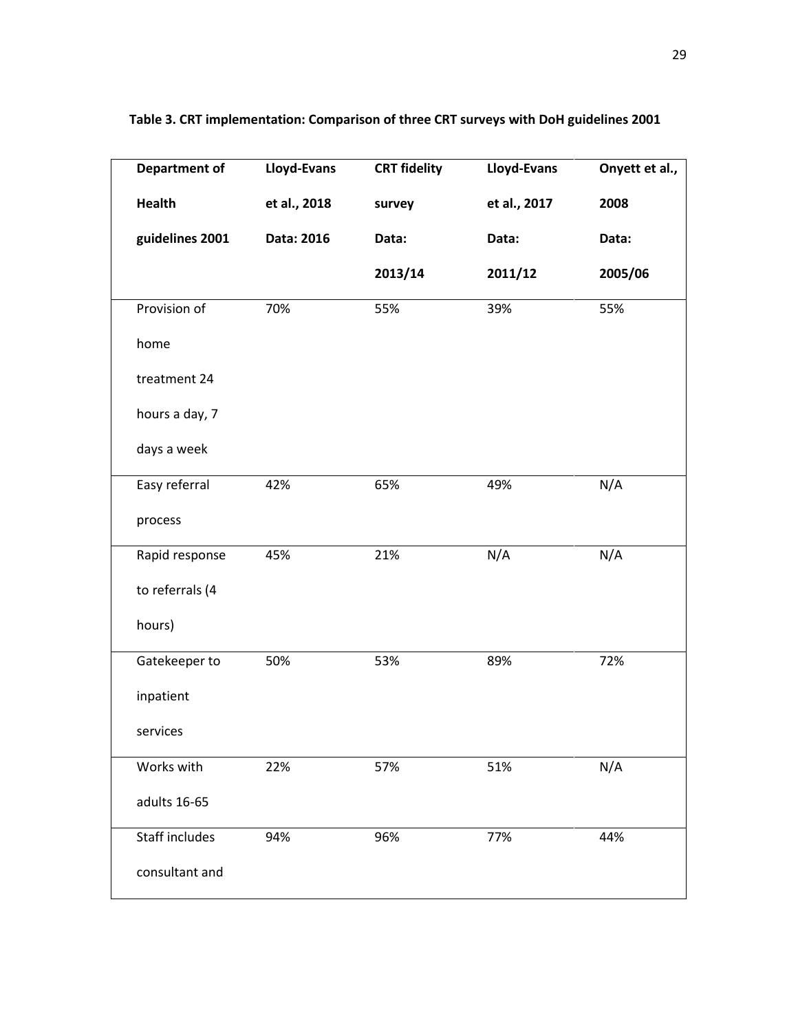**Table 3. CRT implementation: Comparison of three CRT surveys with DoH guidelines 2001**

| Department of Health guidelines 2001 | Lloyd-Evans et al., 2018 Data: 2016 | CRT fidelity survey Data: 2013/14 | Lloyd-Evans et al., 2017 Data: 2011/12 | Onyett et al., 2008 Data: 2005/06 |
|---|---|---|---|---|
| Provision of home treatment 24 hours a day, 7 days a week | 70% | 55% | 39% | 55% |
| Easy referral process | 42% | 65% | 49% | N/A |
| Rapid response to referrals (4 hours) | 45% | 21% | N/A | N/A |
| Gatekeeper to inpatient services | 50% | 53% | 89% | 72% |
| Works with adults 16-65 | 22% | 57% | 51% | N/A |
| Staff includes consultant and | 94% | 96% | 77% | 44% |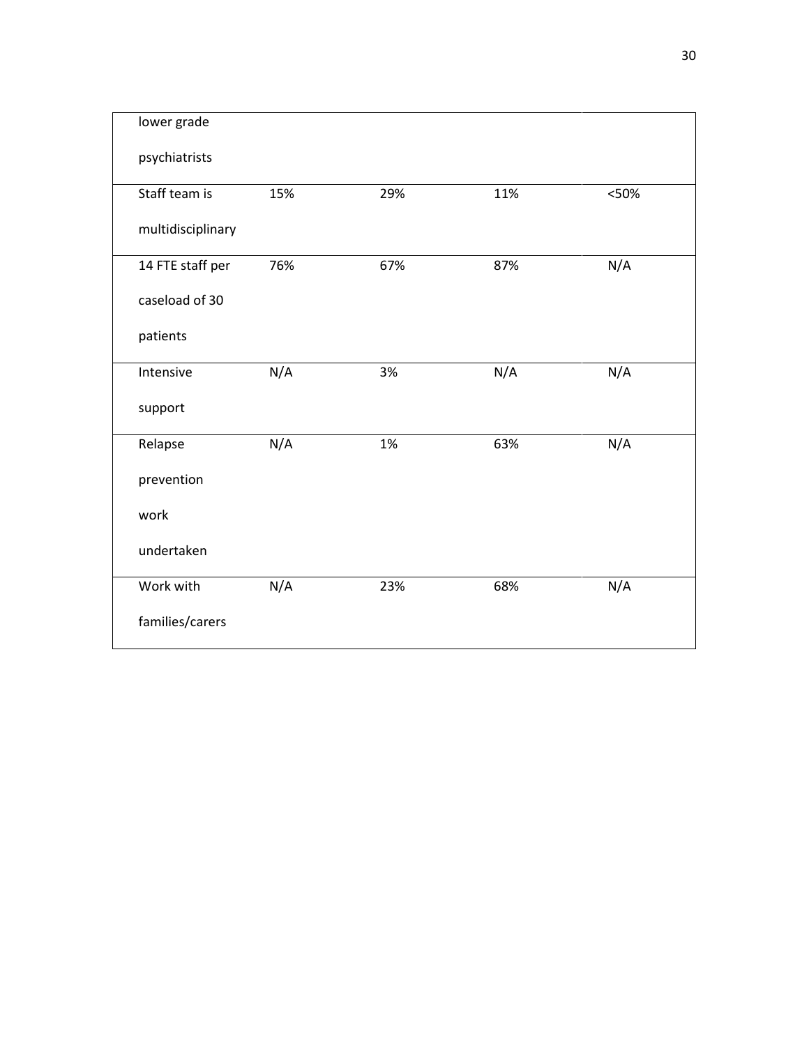| | | | | |
|---|---|---|---|---|
| lower grade psychiatrists | | | | |
| Staff team is multidisciplinary | 15% | 29% | 11% | <50% |
| 14 FTE staff per caseload of 30 patients | 76% | 67% | 87% | N/A |
| Intensive support | N/A | 3% | N/A | N/A |
| Relapse prevention work undertaken | N/A | 1% | 63% | N/A |
| Work with families/carers | N/A | 23% | 68% | N/A |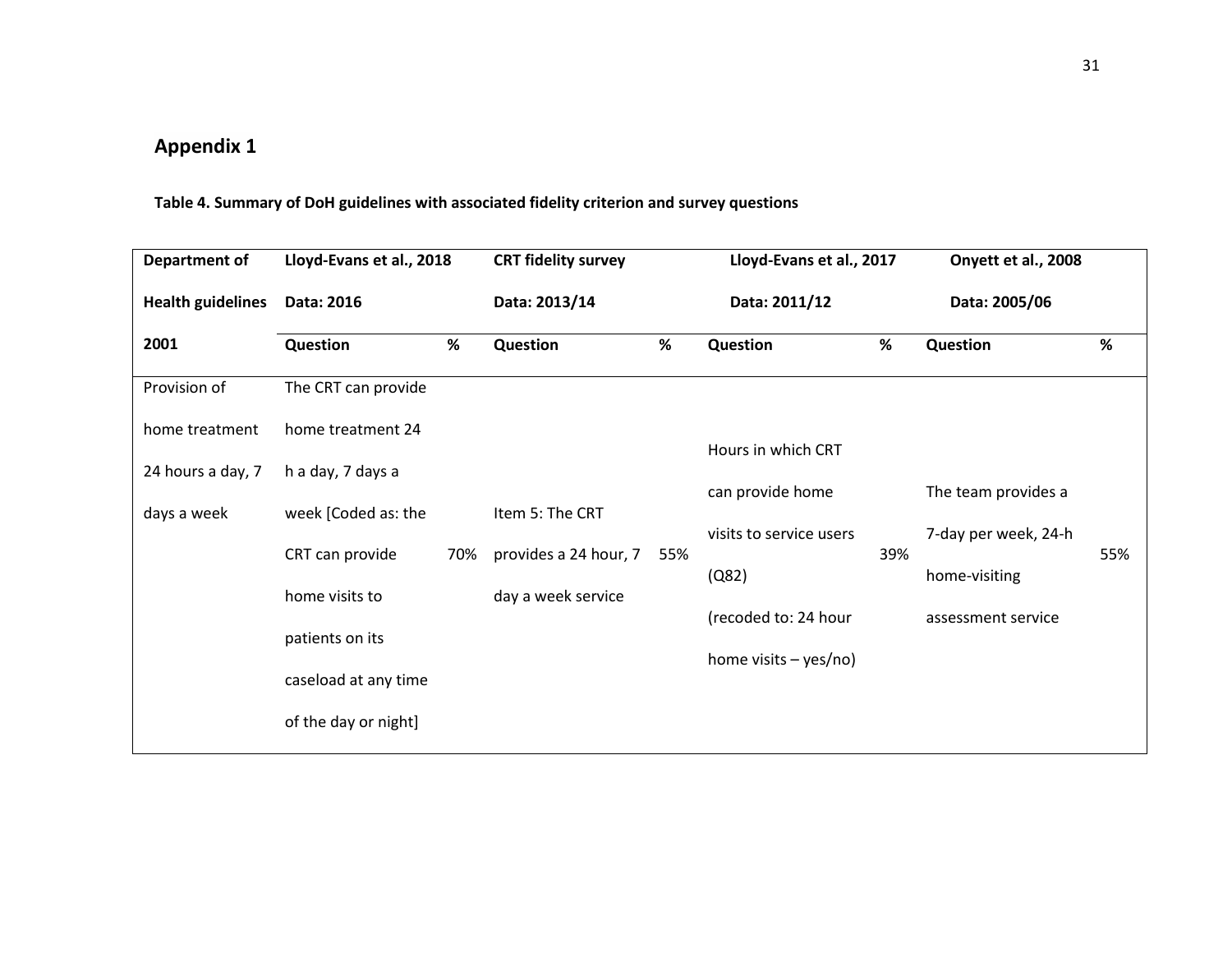## Appendix 1

**Table 4. Summary of DoH guidelines with associated fidelity criterion and survey questions**

| **Department of Health guidelines 2001** | **Lloyd-Evans et al., 2018 Data: 2016** | | **CRT fidelity survey Data: 2013/14** | | **Lloyd-Evans et al., 2017 Data: 2011/12** | | **Onyett et al., 2008 Data: 2005/06** | |
|---|---|---|---|---|---|---|---|---|
| | **Question** | **%** | **Question** | **%** | **Question** | **%** | **Question** | **%** |
| Provision of home treatment 24 hours a day, 7 days a week | The CRT can provide home treatment 24 h a day, 7 days a week [Coded as: the CRT can provide home visits to patients on its caseload at any time of the day or night] | 70% | Item 5: The CRT provides a 24 hour, 7 day a week service | 55% | Hours in which CRT can provide home visits to service users (Q82) (recoded to: 24 hour home visits – yes/no) | 39% | The team provides a 7-day per week, 24-h home-visiting assessment service | 55% |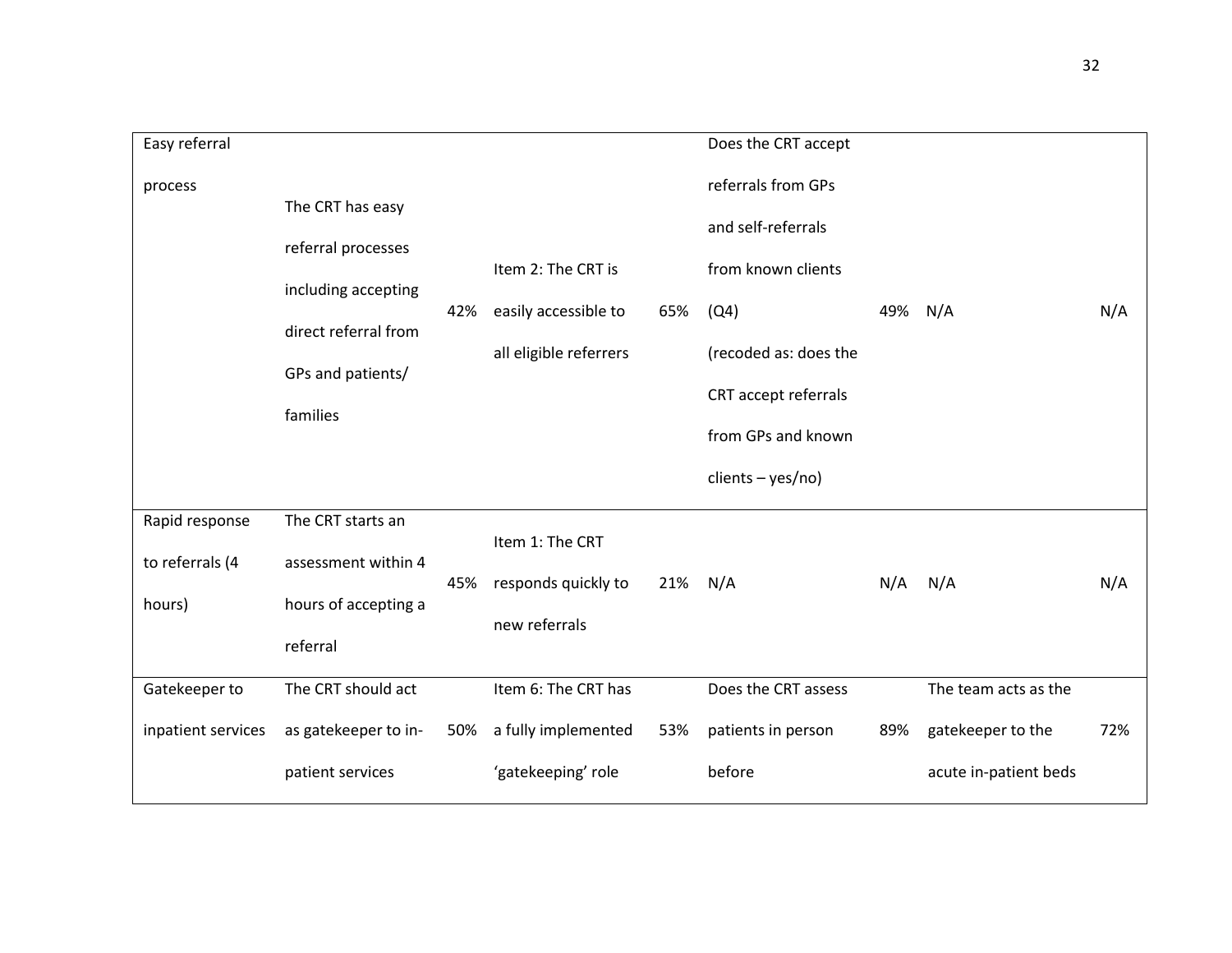| Easy referral process | The CRT has easy referral processes including accepting direct referral from GPs and patients/ families | 42% | Item 2: The CRT is easily accessible to all eligible referrers | 65% | Does the CRT accept referrals from GPs and self-referrals from known clients (Q4) (recoded as: does the CRT accept referrals from GPs and known clients – yes/no) | 49% | N/A | N/A |
|---|---|---|---|---|---|---|---|---|
| Rapid response to referrals (4 hours) | The CRT starts an assessment within 4 hours of accepting a referral | 45% | Item 1: The CRT responds quickly to new referrals | 21% | N/A | N/A | N/A | N/A |
| Gatekeeper to inpatient services | The CRT should act as gatekeeper to in-patient services | 50% | Item 6: The CRT has a fully implemented 'gatekeeping' role | 53% | Does the CRT assess patients in person before | 89% | The team acts as the gatekeeper to the acute in-patient beds | 72% |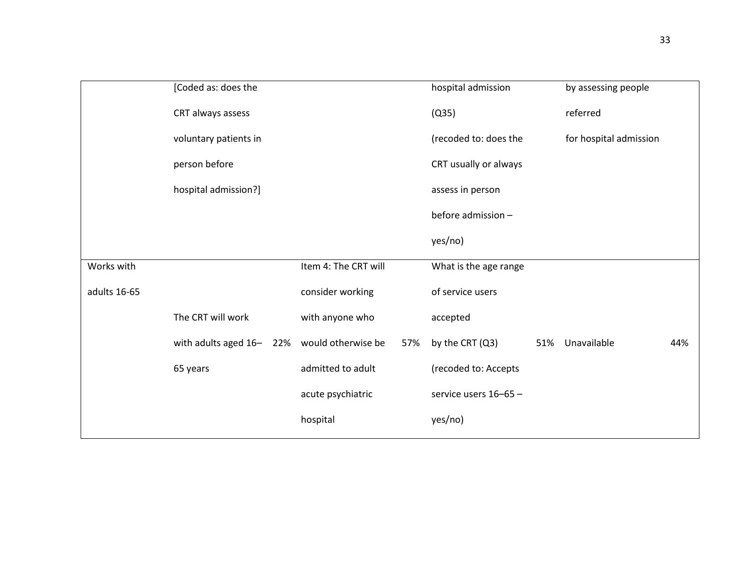| | | | | | | | | |
|---|---|---|---|---|---|---|---|---|
| | [Coded as: does the CRT always assess voluntary patients in person before hospital admission?] | | | | hospital admission (Q35) (recoded to: does the CRT usually or always assess in person before admission – yes/no) | | by assessing people referred for hospital admission | |
| Works with adults 16-65 | The CRT will work with adults aged 16–65 years | 22% | Item 4: The CRT will consider working with anyone who would otherwise be admitted to adult acute psychiatric hospital | 57% | What is the age range of service users accepted by the CRT (Q3) (recoded to: Accepts service users 16–65 – yes/no) | 51% | Unavailable | 44% |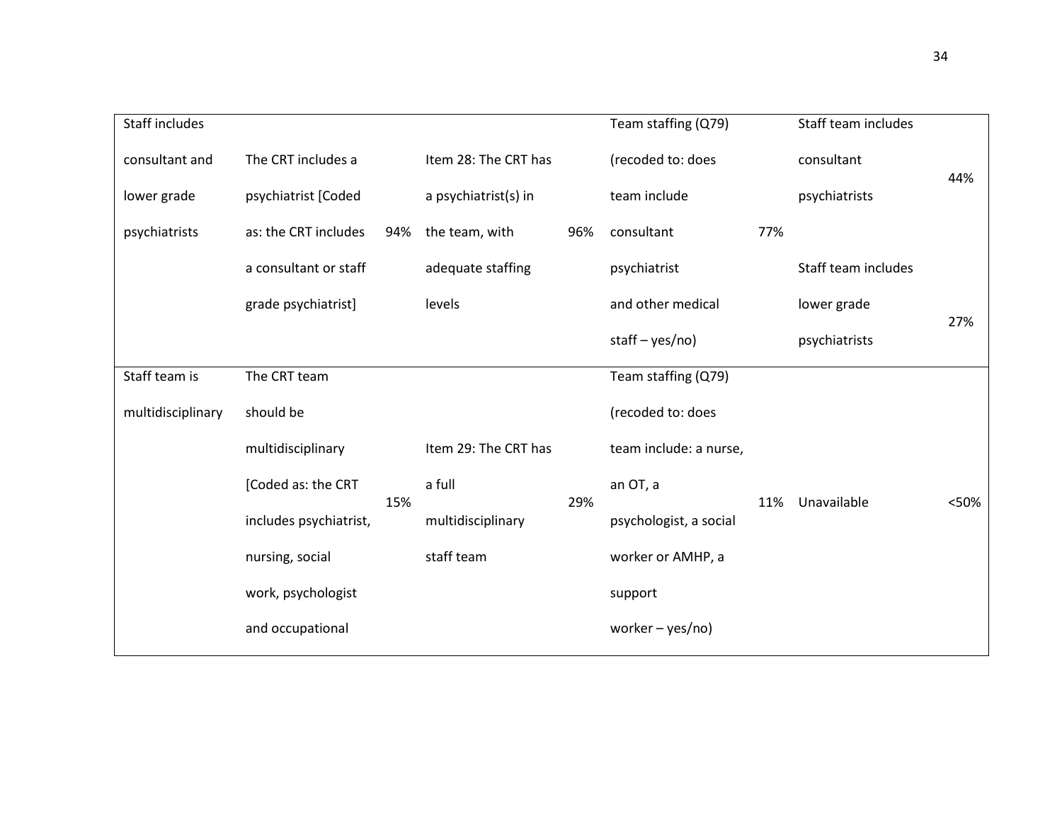| Staff includes consultant and lower grade psychiatrists | The CRT includes a psychiatrist [Coded as: the CRT includes a consultant or staff grade psychiatrist] | 94% | Item 28: The CRT has a psychiatrist(s) in the team, with adequate staffing levels | 96% | Team staffing (Q79) (recoded to: does team include consultant psychiatrist and other medical staff – yes/no) | 77% | Staff team includes consultant psychiatrists | 44% |
|---|---|---|---|---|---|---|---|---|
| | | | | | | | Staff team includes lower grade psychiatrists | 27% |
| Staff team is multidisciplinary | The CRT team should be multidisciplinary [Coded as: the CRT includes psychiatrist, nursing, social work, psychologist and occupational | 15% | Item 29: The CRT has a full multidisciplinary staff team | 29% | Team staffing (Q79) (recoded to: does team include: a nurse, an OT, a psychologist, a social worker or AMHP, a support worker – yes/no) | 11% | Unavailable | <50% |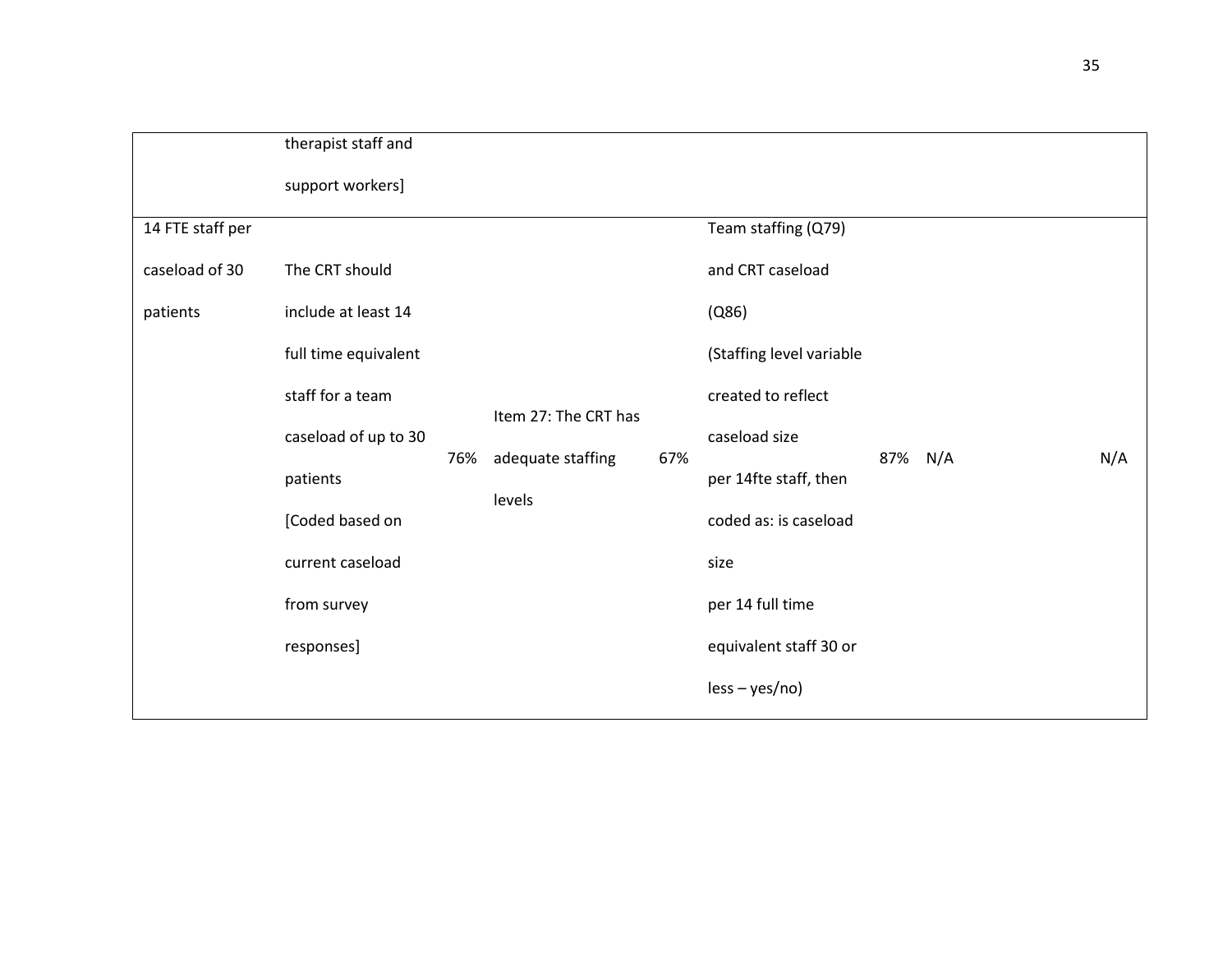| | | | | | | | | |
|---|---|---|---|---|---|---|---|---|
| | therapist staff and support workers] | | | | | | | |
| 14 FTE staff per caseload of 30 patients | The CRT should include at least 14 full time equivalent staff for a team caseload of up to 30 patients [Coded based on current caseload from survey responses] | 76% | Item 27: The CRT has adequate staffing levels | 67% | Team staffing (Q79) and CRT caseload (Q86) (Staffing level variable created to reflect caseload size per 14fte staff, then coded as: is caseload size per 14 full time equivalent staff 30 or less – yes/no) | 87% | N/A | N/A |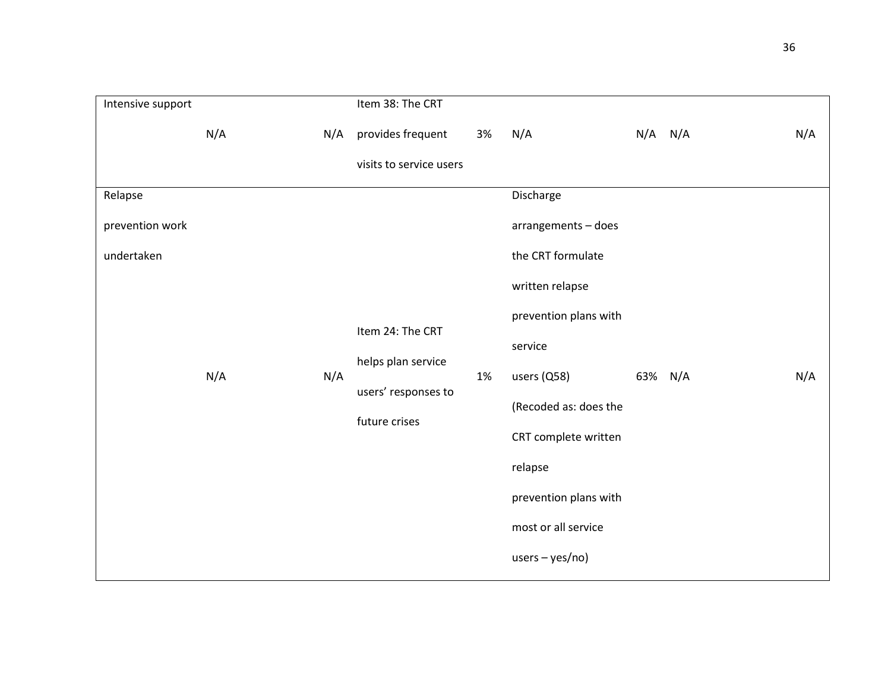| Intensive support | N/A | N/A | Item 38: The CRT provides frequent visits to service users | 3% | N/A | N/A | N/A | N/A |
|---|---|---|---|---|---|---|---|---|
| Relapse prevention work undertaken | N/A | N/A | Item 24: The CRT helps plan service users' responses to future crises | 1% | Discharge arrangements – does the CRT formulate written relapse prevention plans with service users (Q58) (Recoded as: does the CRT complete written relapse prevention plans with most or all service users – yes/no) | 63% | N/A | N/A |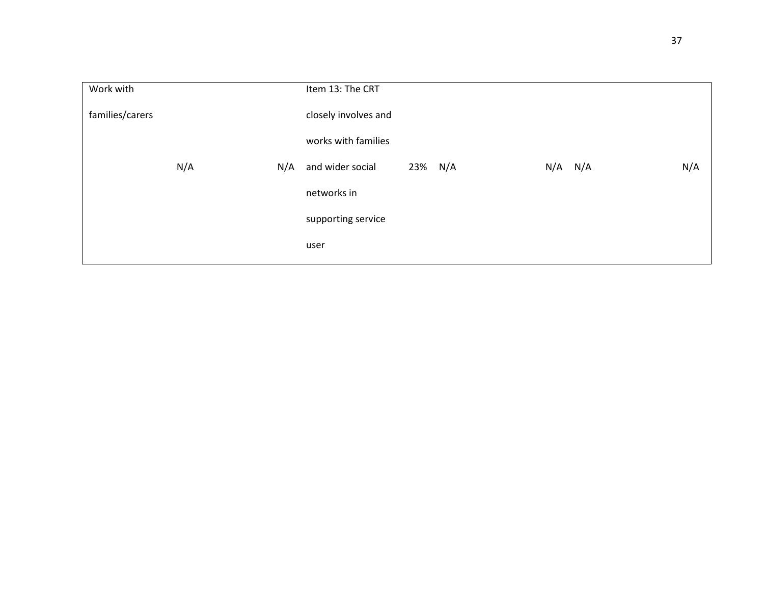| Work with families/carers | N/A | N/A | Item 13: The CRT closely involves and works with families and wider social networks in supporting service user | 23% | N/A | N/A | N/A | N/A |
| --- | --- | --- | --- | --- | --- | --- | --- | --- |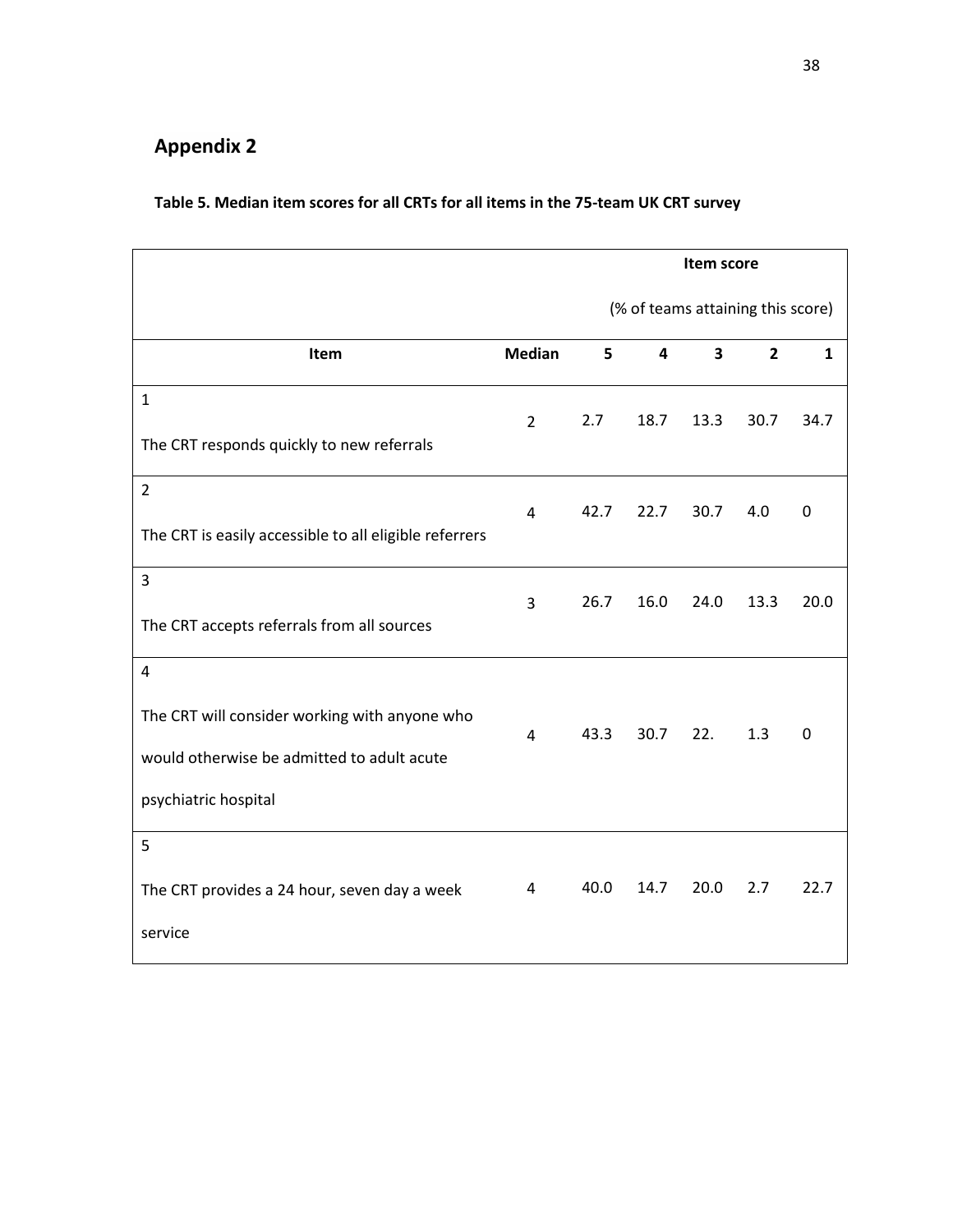## Appendix 2

**Table 5. Median item scores for all CRTs for all items in the 75-team UK CRT survey**

| | | Item score (% of teams attaining this score) | | | | |
|---|---|---|---|---|---|---|
| **Item** | **Median** | **5** | **4** | **3** | **2** | **1** |
| 1 The CRT responds quickly to new referrals | 2 | 2.7 | 18.7 | 13.3 | 30.7 | 34.7 |
| 2 The CRT is easily accessible to all eligible referrers | 4 | 42.7 | 22.7 | 30.7 | 4.0 | 0 |
| 3 The CRT accepts referrals from all sources | 3 | 26.7 | 16.0 | 24.0 | 13.3 | 20.0 |
| 4 The CRT will consider working with anyone who would otherwise be admitted to adult acute psychiatric hospital | 4 | 43.3 | 30.7 | 22. | 1.3 | 0 |
| 5 The CRT provides a 24 hour, seven day a week service | 4 | 40.0 | 14.7 | 20.0 | 2.7 | 22.7 |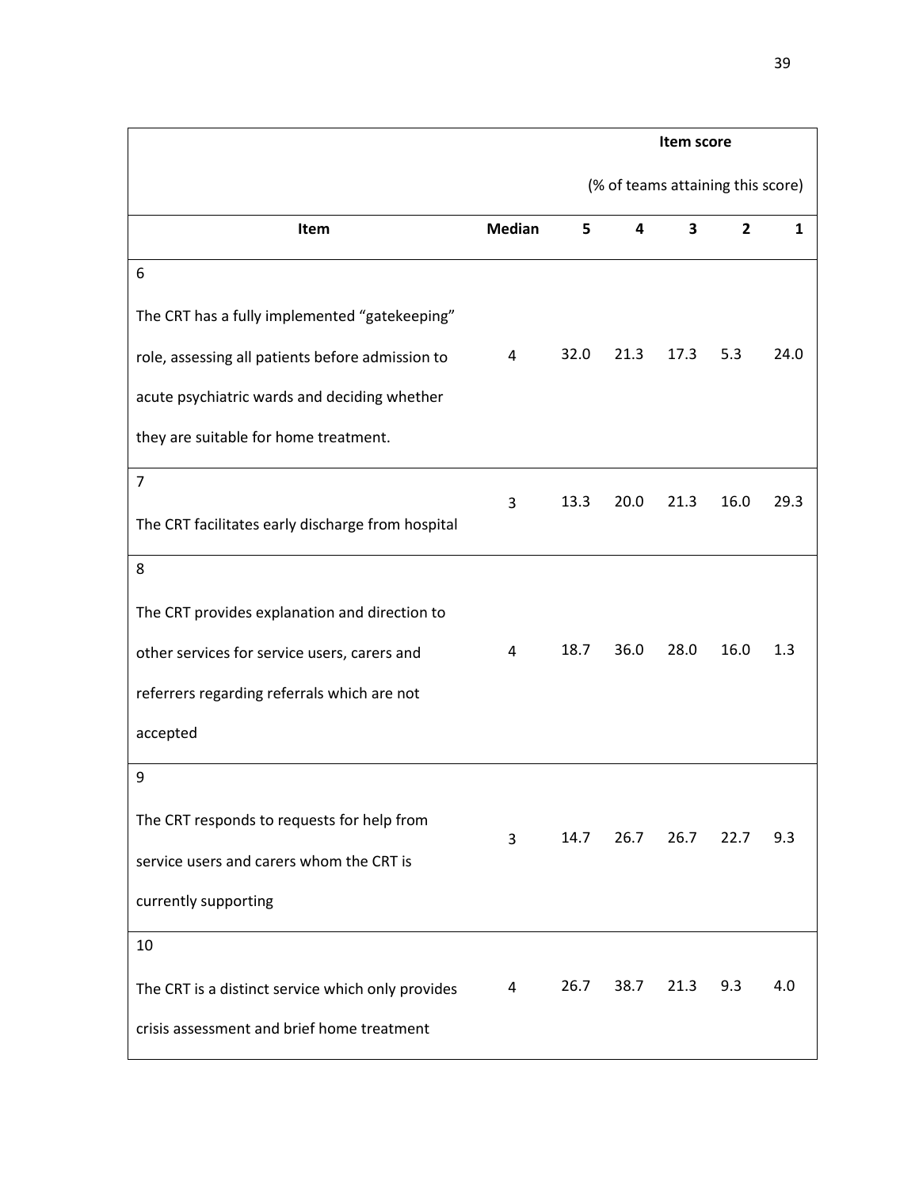| Item | Median | Item score (% of teams attaining this score) 5 | 4 | 3 | 2 | 1 |
|---|---|---|---|---|---|---|
| 6 The CRT has a fully implemented "gatekeeping" role, assessing all patients before admission to acute psychiatric wards and deciding whether they are suitable for home treatment. | 4 | 32.0 | 21.3 | 17.3 | 5.3 | 24.0 |
| 7 The CRT facilitates early discharge from hospital | 3 | 13.3 | 20.0 | 21.3 | 16.0 | 29.3 |
| 8 The CRT provides explanation and direction to other services for service users, carers and referrers regarding referrals which are not accepted | 4 | 18.7 | 36.0 | 28.0 | 16.0 | 1.3 |
| 9 The CRT responds to requests for help from service users and carers whom the CRT is currently supporting | 3 | 14.7 | 26.7 | 26.7 | 22.7 | 9.3 |
| 10 The CRT is a distinct service which only provides crisis assessment and brief home treatment | 4 | 26.7 | 38.7 | 21.3 | 9.3 | 4.0 |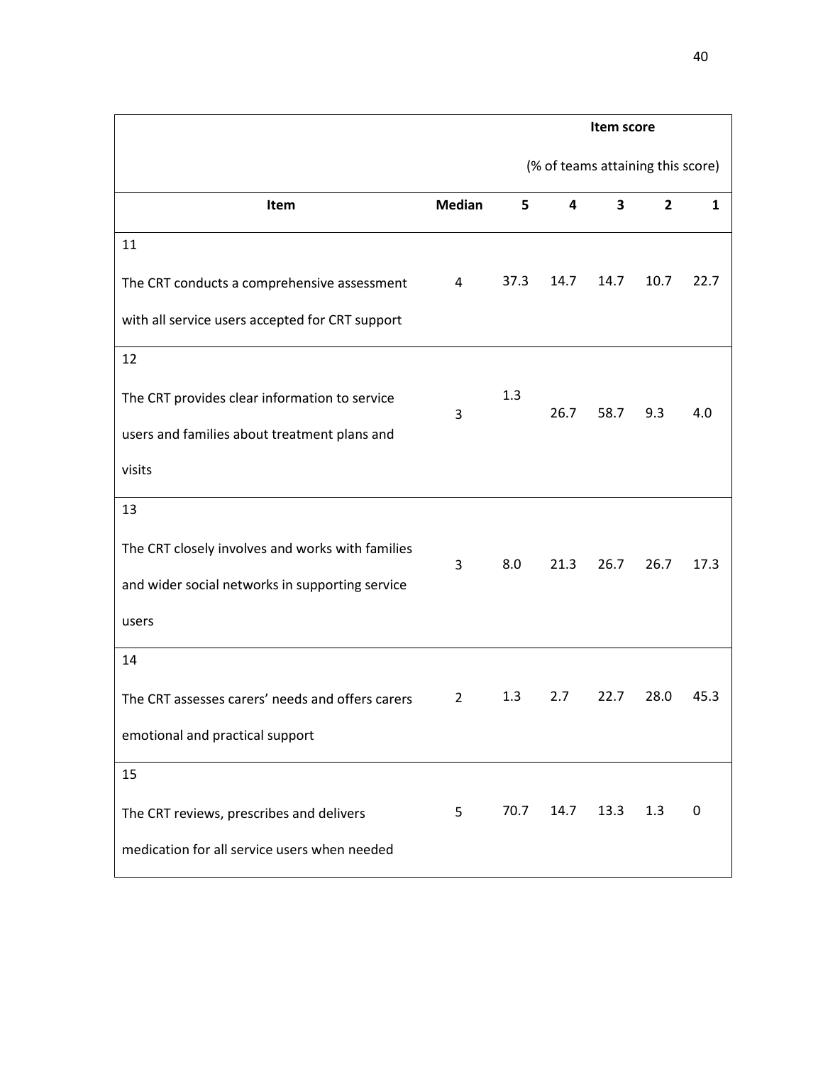| | | Item score | | | | |
|---|---|---|---|---|---|---|
| | | (% of teams attaining this score) | | | | |
| **Item** | **Median** | **5** | **4** | **3** | **2** | **1** |
| 11<br>The CRT conducts a comprehensive assessment with all service users accepted for CRT support | 4 | 37.3 | 14.7 | 14.7 | 10.7 | 22.7 |
| 12<br>The CRT provides clear information to service users and families about treatment plans and visits | 3 | 1.3 | 26.7 | 58.7 | 9.3 | 4.0 |
| 13<br>The CRT closely involves and works with families and wider social networks in supporting service users | 3 | 8.0 | 21.3 | 26.7 | 26.7 | 17.3 |
| 14<br>The CRT assesses carers' needs and offers carers emotional and practical support | 2 | 1.3 | 2.7 | 22.7 | 28.0 | 45.3 |
| 15<br>The CRT reviews, prescribes and delivers medication for all service users when needed | 5 | 70.7 | 14.7 | 13.3 | 1.3 | 0 |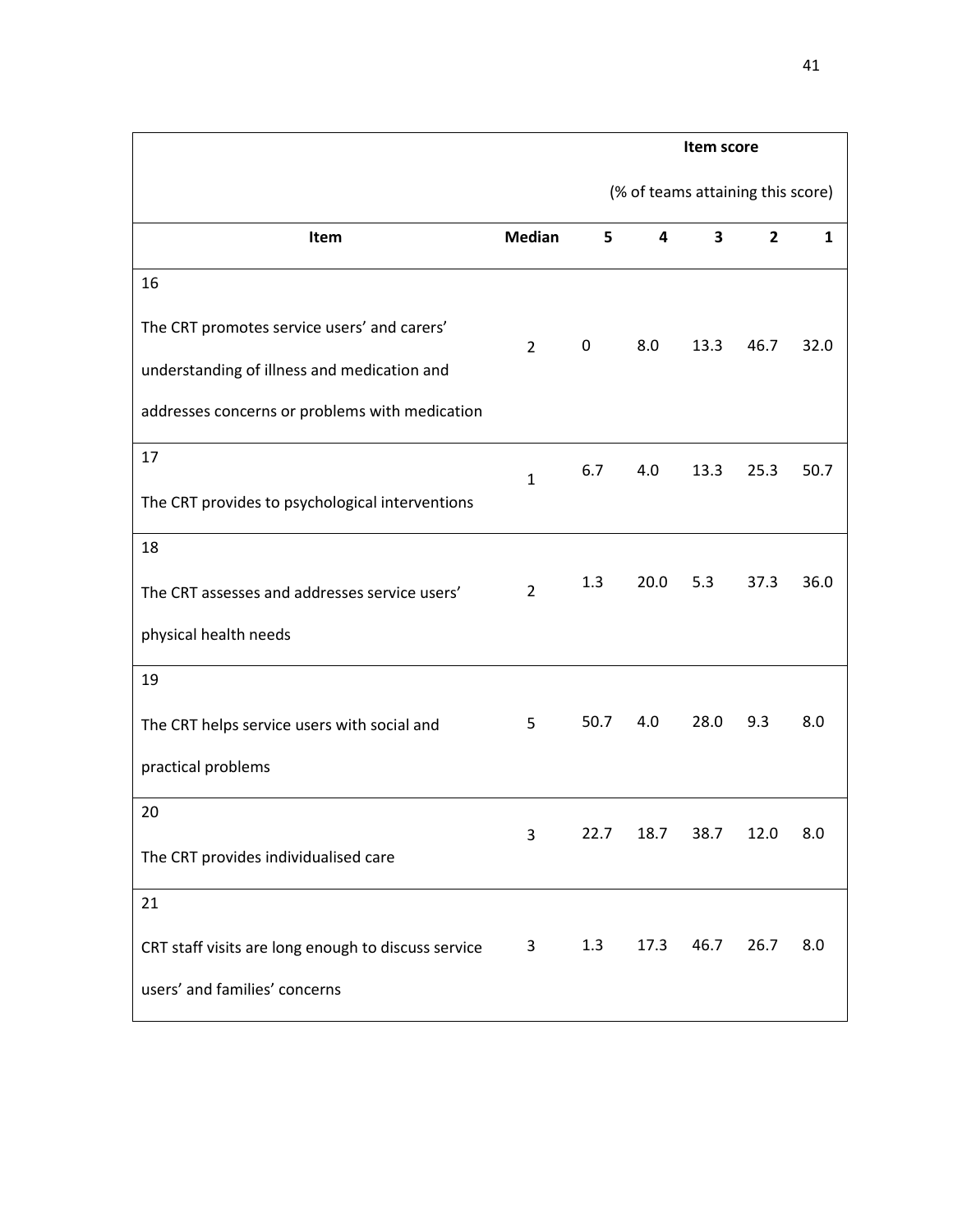| Item | Median | Item score (% of teams attaining this score) 5 | 4 | 3 | 2 | 1 |
|---|---|---|---|---|---|---|
| 16 The CRT promotes service users' and carers' understanding of illness and medication and addresses concerns or problems with medication | 2 | 0 | 8.0 | 13.3 | 46.7 | 32.0 |
| 17 The CRT provides to psychological interventions | 1 | 6.7 | 4.0 | 13.3 | 25.3 | 50.7 |
| 18 The CRT assesses and addresses service users' physical health needs | 2 | 1.3 | 20.0 | 5.3 | 37.3 | 36.0 |
| 19 The CRT helps service users with social and practical problems | 5 | 50.7 | 4.0 | 28.0 | 9.3 | 8.0 |
| 20 The CRT provides individualised care | 3 | 22.7 | 18.7 | 38.7 | 12.0 | 8.0 |
| 21 CRT staff visits are long enough to discuss service users' and families' concerns | 3 | 1.3 | 17.3 | 46.7 | 26.7 | 8.0 |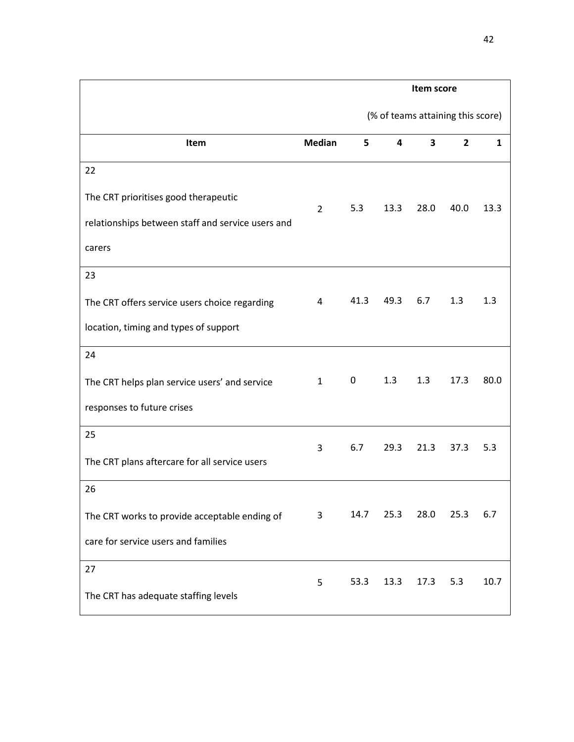| | | Item score (% of teams attaining this score) | | | | |
|---|---|---|---|---|---|---|
| **Item** | **Median** | **5** | **4** | **3** | **2** | **1** |
| 22 The CRT prioritises good therapeutic relationships between staff and service users and carers | 2 | 5.3 | 13.3 | 28.0 | 40.0 | 13.3 |
| 23 The CRT offers service users choice regarding location, timing and types of support | 4 | 41.3 | 49.3 | 6.7 | 1.3 | 1.3 |
| 24 The CRT helps plan service users' and service responses to future crises | 1 | 0 | 1.3 | 1.3 | 17.3 | 80.0 |
| 25 The CRT plans aftercare for all service users | 3 | 6.7 | 29.3 | 21.3 | 37.3 | 5.3 |
| 26 The CRT works to provide acceptable ending of care for service users and families | 3 | 14.7 | 25.3 | 28.0 | 25.3 | 6.7 |
| 27 The CRT has adequate staffing levels | 5 | 53.3 | 13.3 | 17.3 | 5.3 | 10.7 |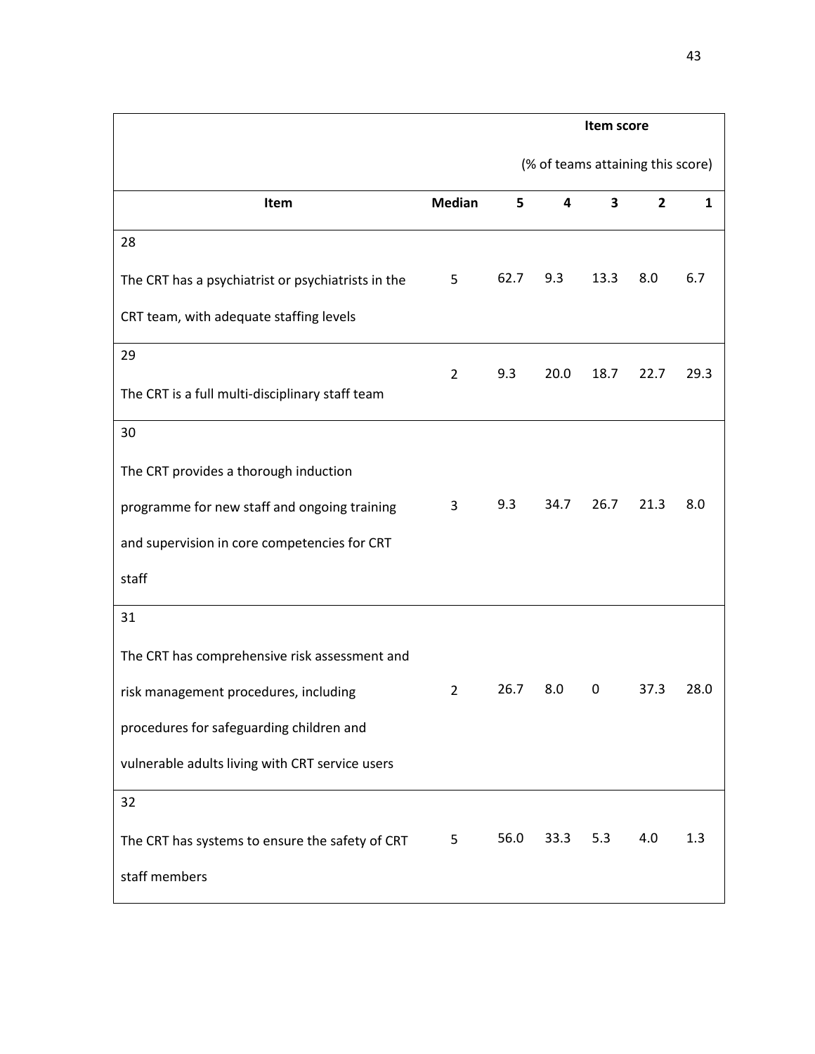| Item | Median | Item score (% of teams attaining this score) 5 | 4 | 3 | 2 | 1 |
|---|---|---|---|---|---|---|
| 28 The CRT has a psychiatrist or psychiatrists in the CRT team, with adequate staffing levels | 5 | 62.7 | 9.3 | 13.3 | 8.0 | 6.7 |
| 29 The CRT is a full multi-disciplinary staff team | 2 | 9.3 | 20.0 | 18.7 | 22.7 | 29.3 |
| 30 The CRT provides a thorough induction programme for new staff and ongoing training and supervision in core competencies for CRT staff | 3 | 9.3 | 34.7 | 26.7 | 21.3 | 8.0 |
| 31 The CRT has comprehensive risk assessment and risk management procedures, including procedures for safeguarding children and vulnerable adults living with CRT service users | 2 | 26.7 | 8.0 | 0 | 37.3 | 28.0 |
| 32 The CRT has systems to ensure the safety of CRT staff members | 5 | 56.0 | 33.3 | 5.3 | 4.0 | 1.3 |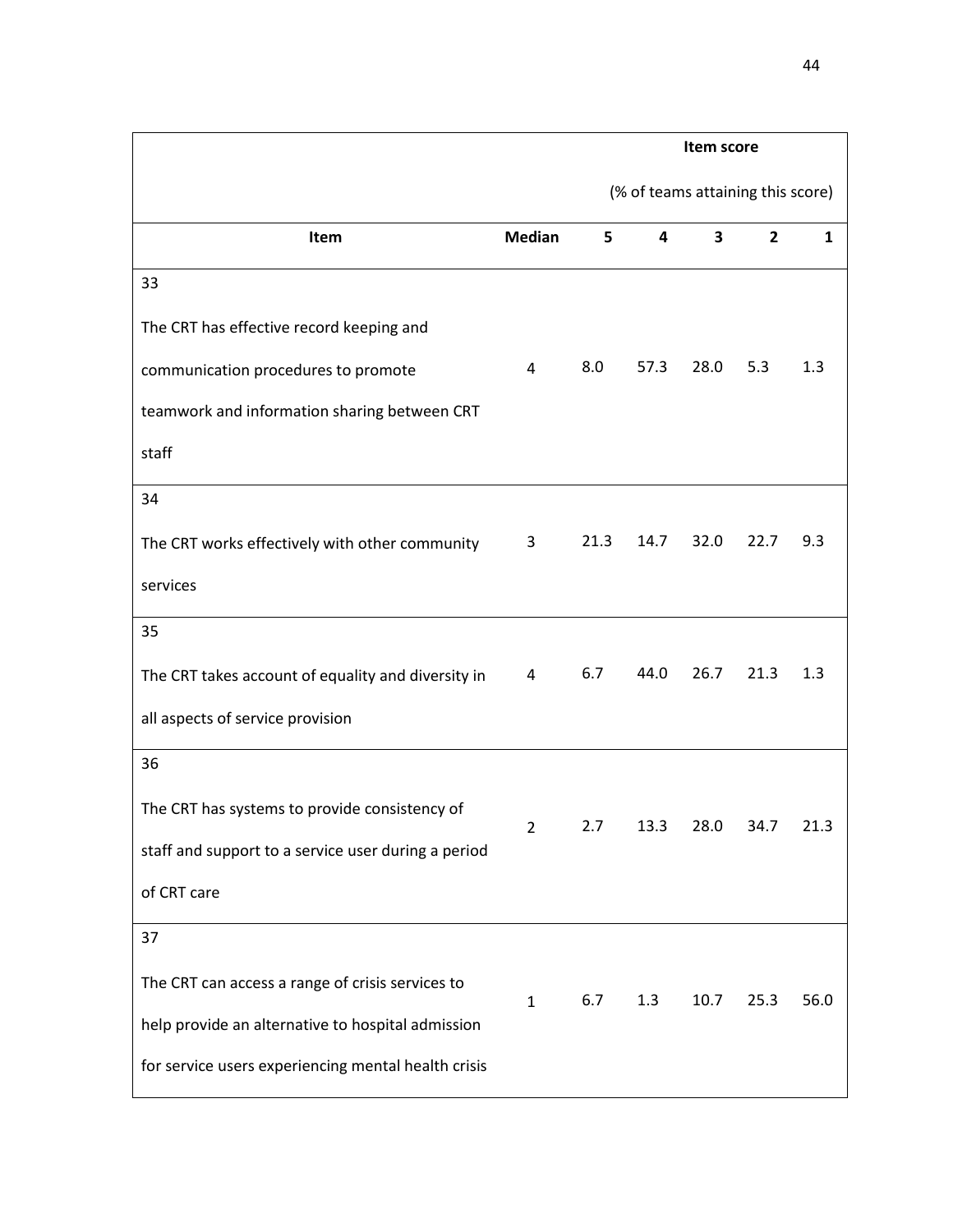| Item | Median | Item score (% of teams attaining this score) | | | | |
|---|---|---|---|---|---|---|
| | | 5 | 4 | 3 | 2 | 1 |
| 33 The CRT has effective record keeping and communication procedures to promote teamwork and information sharing between CRT staff | 4 | 8.0 | 57.3 | 28.0 | 5.3 | 1.3 |
| 34 The CRT works effectively with other community services | 3 | 21.3 | 14.7 | 32.0 | 22.7 | 9.3 |
| 35 The CRT takes account of equality and diversity in all aspects of service provision | 4 | 6.7 | 44.0 | 26.7 | 21.3 | 1.3 |
| 36 The CRT has systems to provide consistency of staff and support to a service user during a period of CRT care | 2 | 2.7 | 13.3 | 28.0 | 34.7 | 21.3 |
| 37 The CRT can access a range of crisis services to help provide an alternative to hospital admission for service users experiencing mental health crisis | 1 | 6.7 | 1.3 | 10.7 | 25.3 | 56.0 |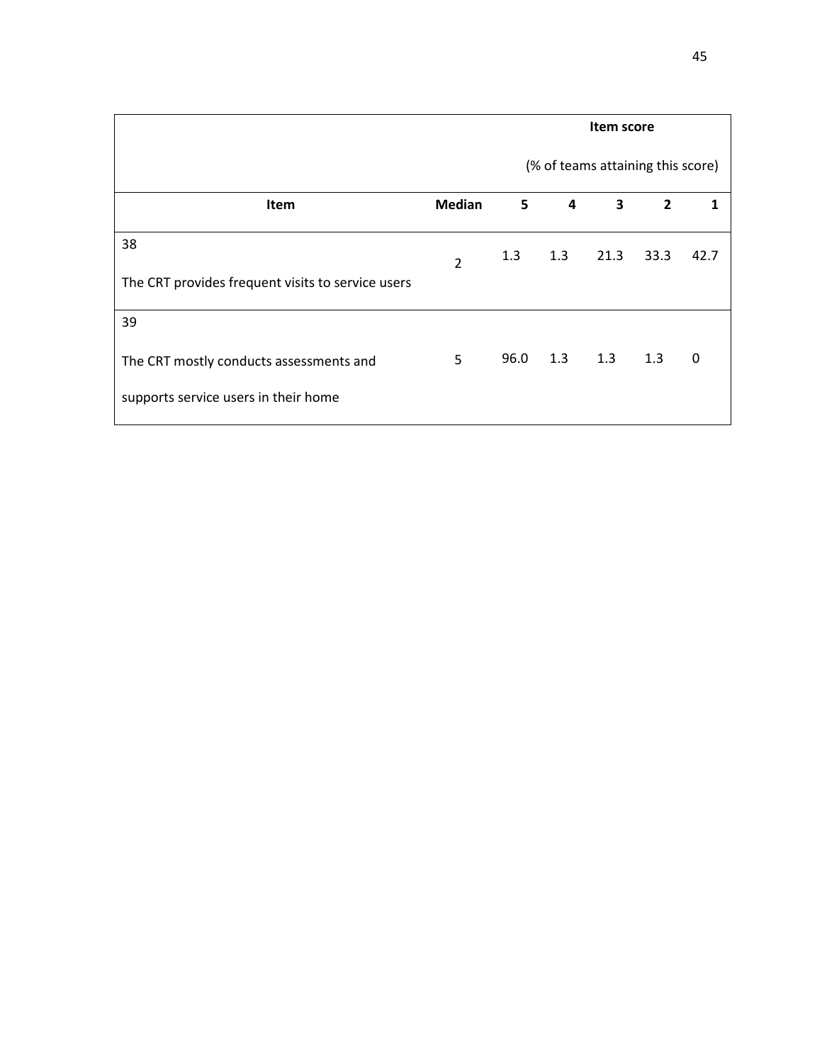| | | Item score (% of teams attaining this score) | | | | |
|---|---|---|---|---|---|---|
| **Item** | **Median** | **5** | **4** | **3** | **2** | **1** |
| 38 The CRT provides frequent visits to service users | 2 | 1.3 | 1.3 | 21.3 | 33.3 | 42.7 |
| 39 The CRT mostly conducts assessments and supports service users in their home | 5 | 96.0 | 1.3 | 1.3 | 1.3 | 0 |